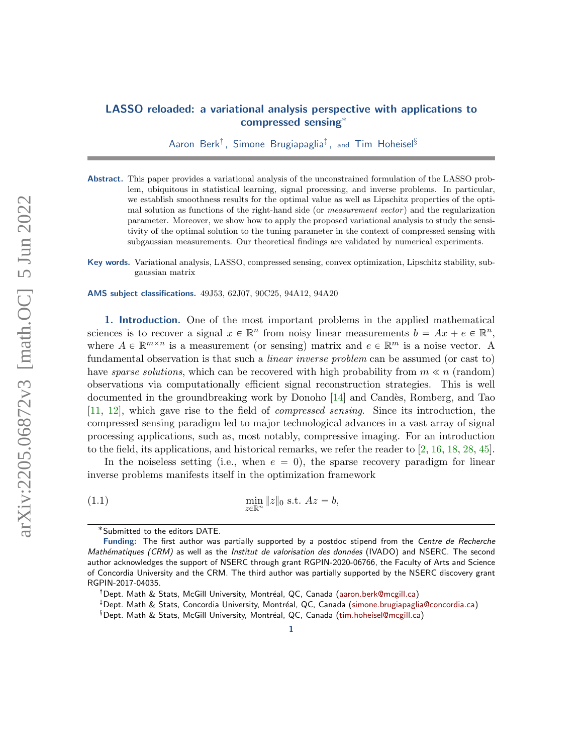# LASSO reloaded: a variational analysis perspective with applications to compressed sensing*

Aaron Berk[†], Simone Brugiapaglia[‡], and Tim Hoheisel[§]

**Abstract.** This paper provides a variational analysis of the unconstrained formulation of the LASSO problem, ubiquitous in statistical learning, signal processing, and inverse problems. In particular, we establish smoothness results for the optimal value as well as Lipschitz properties of the optimal solution as functions of the right-hand side (or *measurement vector*) and the regularization parameter. Moreover, we show how to apply the proposed variational analysis to study the sensitivity of the optimal solution to the tuning parameter in the context of compressed sensing with subgaussian measurements. Our theoretical findings are validated by numerical experiments.

**Key words.** Variational analysis, LASSO, compressed sensing, convex optimization, Lipschitz stability, subgaussian matrix

**AMS subject classifications.** 49J53, 62J07, 90C25, 94A12, 94A20

## 1. Introduction.

One of the most important problems in the applied mathematical sciences is to recover a signal $x \in \mathbb{R}^n$ from noisy linear measurements $b = Ax + e \in \mathbb{R}^n$, where $A \in \mathbb{R}^{m\times n}$ is a measurement (or sensing) matrix and $e \in \mathbb{R}^m$ is a noise vector. A fundamental observation is that such a *linear inverse problem* can be assumed (or cast to) have *sparse solutions*, which can be recovered with high probability from $m \ll n$ (random) observations via computationally efficient signal reconstruction strategies. This is well documented in the groundbreaking work by Donoho [14] and Candès, Romberg, and Tao [11, 12], which gave rise to the field of *compressed sensing*. Since its introduction, the compressed sensing paradigm led to major technological advances in a vast array of signal processing applications, such as, most notably, compressive imaging. For an introduction to the field, its applications, and historical remarks, we refer the reader to [2, 16, 18, 28, 45].

In the noiseless setting (i.e., when $e = 0$), the sparse recovery paradigm for linear inverse problems manifests itself in the optimization framework

$$\min_{z\in\mathbb{R}^n} \|z\|_0 \text{ s.t. } Az = b, \tag{1.1}$$

---

*Submitted to the editors DATE.

**Funding:** The first author was partially supported by a postdoc stipend from the *Centre de Recherche Mathématiques (CRM)* as well as the *Institut de valorisation des données* (IVADO) and NSERC. The second author acknowledges the support of NSERC through grant RGPIN-2020-06766, the Faculty of Arts and Science of Concordia University and the CRM. The third author was partially supported by the NSERC discovery grant RGPIN-2017-04035.

[†]Dept. Math & Stats, McGill University, Montréal, QC, Canada (aaron.berk@mcgill.ca)

[‡]Dept. Math & Stats, Concordia University, Montréal, QC, Canada (simone.brugiapaglia@concordia.ca)

[§]Dept. Math & Stats, McGill University, Montréal, QC, Canada (tim.hoheisel@mcgill.ca)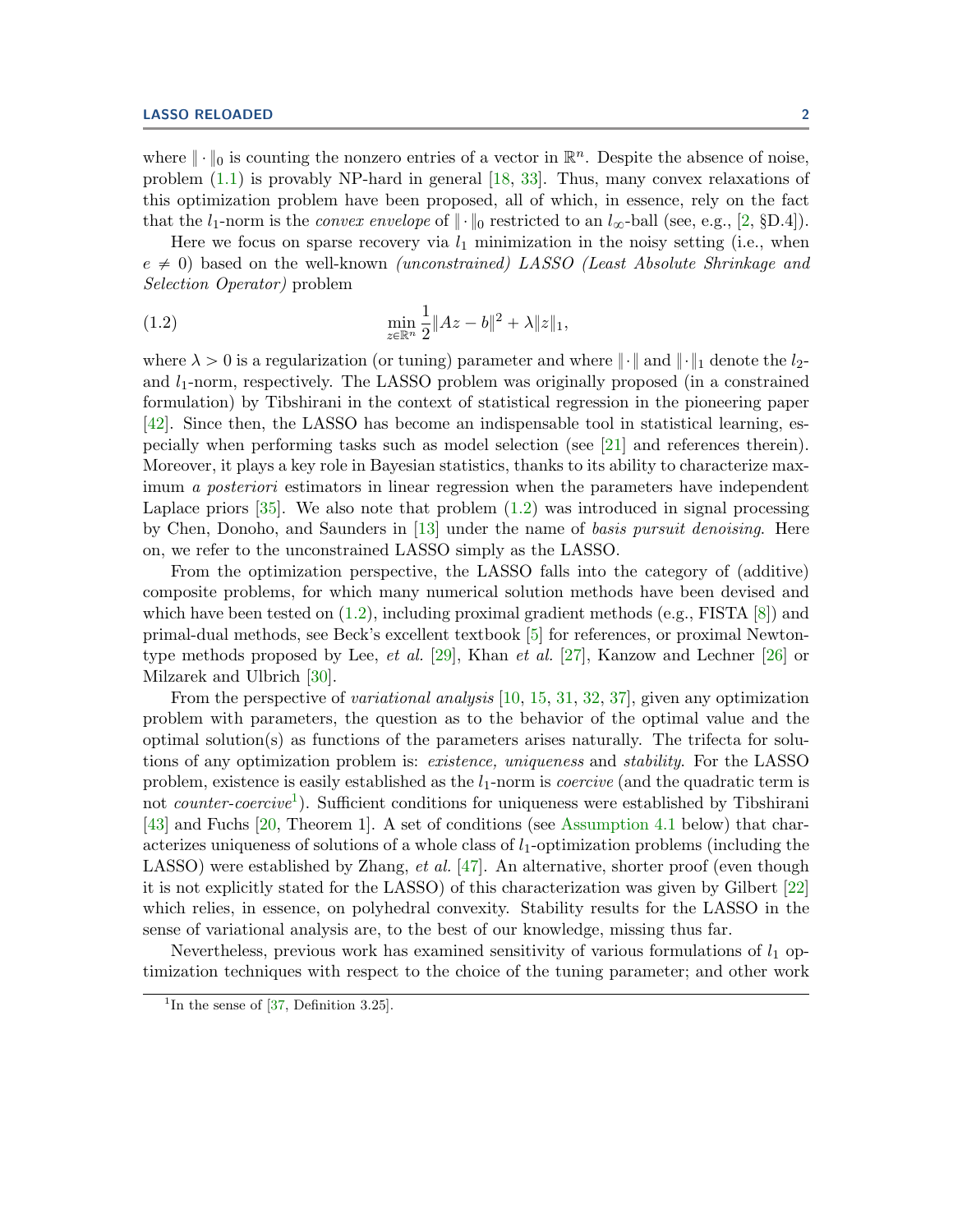where $\|\cdot\|_0$ is counting the nonzero entries of a vector in $\mathbb{R}^n$. Despite the absence of noise, problem (1.1) is provably NP-hard in general [18, 33]. Thus, many convex relaxations of this optimization problem have been proposed, all of which, in essence, rely on the fact that the $l_1$-norm is the *convex envelope* of $\|\cdot\|_0$ restricted to an $l_\infty$-ball (see, e.g., [2, §D.4]).

Here we focus on sparse recovery via $l_1$ minimization in the noisy setting (i.e., when $e \neq 0$) based on the well-known *(unconstrained) LASSO (Least Absolute Shrinkage and Selection Operator)* problem

$$
\min_{z \in \mathbb{R}^n} \frac{1}{2}\|Az - b\|^2 + \lambda \|z\|_1, \tag{1.2}
$$

where $\lambda > 0$ is a regularization (or tuning) parameter and where $\|\cdot\|$ and $\|\cdot\|_1$ denote the $l_2$- and $l_1$-norm, respectively. The LASSO problem was originally proposed (in a constrained formulation) by Tibshirani in the context of statistical regression in the pioneering paper [42]. Since then, the LASSO has become an indispensable tool in statistical learning, especially when performing tasks such as model selection (see [21] and references therein). Moreover, it plays a key role in Bayesian statistics, thanks to its ability to characterize maximum *a posteriori* estimators in linear regression when the parameters have independent Laplace priors [35]. We also note that problem (1.2) was introduced in signal processing by Chen, Donoho, and Saunders in [13] under the name of *basis pursuit denoising*. Here on, we refer to the unconstrained LASSO simply as the LASSO.

From the optimization perspective, the LASSO falls into the category of (additive) composite problems, for which many numerical solution methods have been devised and which have been tested on (1.2), including proximal gradient methods (e.g., FISTA [8]) and primal-dual methods, see Beck's excellent textbook [5] for references, or proximal Newton-type methods proposed by Lee, *et al.* [29], Khan *et al.* [27], Kanzow and Lechner [26] or Milzarek and Ulbrich [30].

From the perspective of *variational analysis* [10, 15, 31, 32, 37], given any optimization problem with parameters, the question as to the behavior of the optimal value and the optimal solution(s) as functions of the parameters arises naturally. The trifecta for solutions of any optimization problem is: *existence, uniqueness* and *stability*. For the LASSO problem, existence is easily established as the $l_1$-norm is *coercive* (and the quadratic term is not *counter-coercive*[1]). Sufficient conditions for uniqueness were established by Tibshirani [43] and Fuchs [20, Theorem 1]. A set of conditions (see Assumption 4.1 below) that characterizes uniqueness of solutions of a whole class of $l_1$-optimization problems (including the LASSO) were established by Zhang, *et al.* [47]. An alternative, shorter proof (even though it is not explicitly stated for the LASSO) of this characterization was given by Gilbert [22] which relies, in essence, on polyhedral convexity. Stability results for the LASSO in the sense of variational analysis are, to the best of our knowledge, missing thus far.

Nevertheless, previous work has examined sensitivity of various formulations of $l_1$ optimization techniques with respect to the choice of the tuning parameter; and other work

[1] In the sense of [37, Definition 3.25].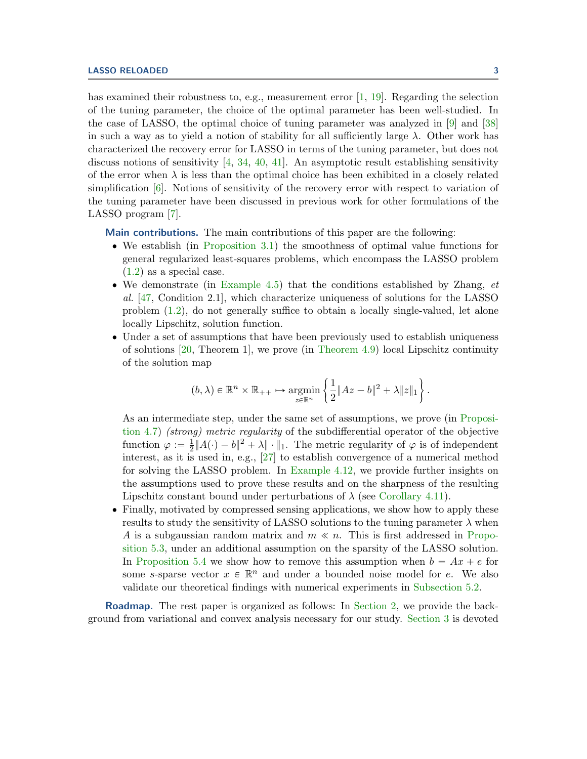has examined their robustness to, e.g., measurement error [1, 19]. Regarding the selection of the tuning parameter, the choice of the optimal parameter has been well-studied. In the case of LASSO, the optimal choice of tuning parameter was analyzed in [9] and [38] in such a way as to yield a notion of stability for all sufficiently large $\lambda$. Other work has characterized the recovery error for LASSO in terms of the tuning parameter, but does not discuss notions of sensitivity [4, 34, 40, 41]. An asymptotic result establishing sensitivity of the error when $\lambda$ is less than the optimal choice has been exhibited in a closely related simplification [6]. Notions of sensitivity of the recovery error with respect to variation of the tuning parameter have been discussed in previous work for other formulations of the LASSO program [7].

**Main contributions.** The main contributions of this paper are the following:

- We establish (in Proposition 3.1) the smoothness of optimal value functions for general regularized least-squares problems, which encompass the LASSO problem (1.2) as a special case.
- We demonstrate (in Example 4.5) that the conditions established by Zhang, *et al.* [47, Condition 2.1], which characterize uniqueness of solutions for the LASSO problem (1.2), do not generally suffice to obtain a locally single-valued, let alone locally Lipschitz, solution function.
- Under a set of assumptions that have been previously used to establish uniqueness of solutions [20, Theorem 1], we prove (in Theorem 4.9) local Lipschitz continuity of the solution map

  $$(b, \lambda) \in \mathbb{R}^n \times \mathbb{R}_{++} \mapsto \underset{z \in \mathbb{R}^n}{\operatorname{argmin}} \left\{ \frac{1}{2}\|Az - b\|^2 + \lambda \|z\|_1 \right\}.$$

  As an intermediate step, under the same set of assumptions, we prove (in Proposition 4.7) *(strong) metric regularity* of the subdifferential operator of the objective function $\varphi := \frac{1}{2}\|A(\cdot) - b\|^2 + \lambda \|\cdot\|_1$. The metric regularity of $\varphi$ is of independent interest, as it is used in, e.g., [27] to establish convergence of a numerical method for solving the LASSO problem. In Example 4.12, we provide further insights on the assumptions used to prove these results and on the sharpness of the resulting Lipschitz constant bound under perturbations of $\lambda$ (see Corollary 4.11).
- Finally, motivated by compressed sensing applications, we show how to apply these results to study the sensitivity of LASSO solutions to the tuning parameter $\lambda$ when $A$ is a subgaussian random matrix and $m \ll n$. This is first addressed in Proposition 5.3, under an additional assumption on the sparsity of the LASSO solution. In Proposition 5.4 we show how to remove this assumption when $b = Ax + e$ for some $s$-sparse vector $x \in \mathbb{R}^n$ and under a bounded noise model for $e$. We also validate our theoretical findings with numerical experiments in Subsection 5.2.

**Roadmap.** The rest paper is organized as follows: In Section 2, we provide the background from variational and convex analysis necessary for our study. Section 3 is devoted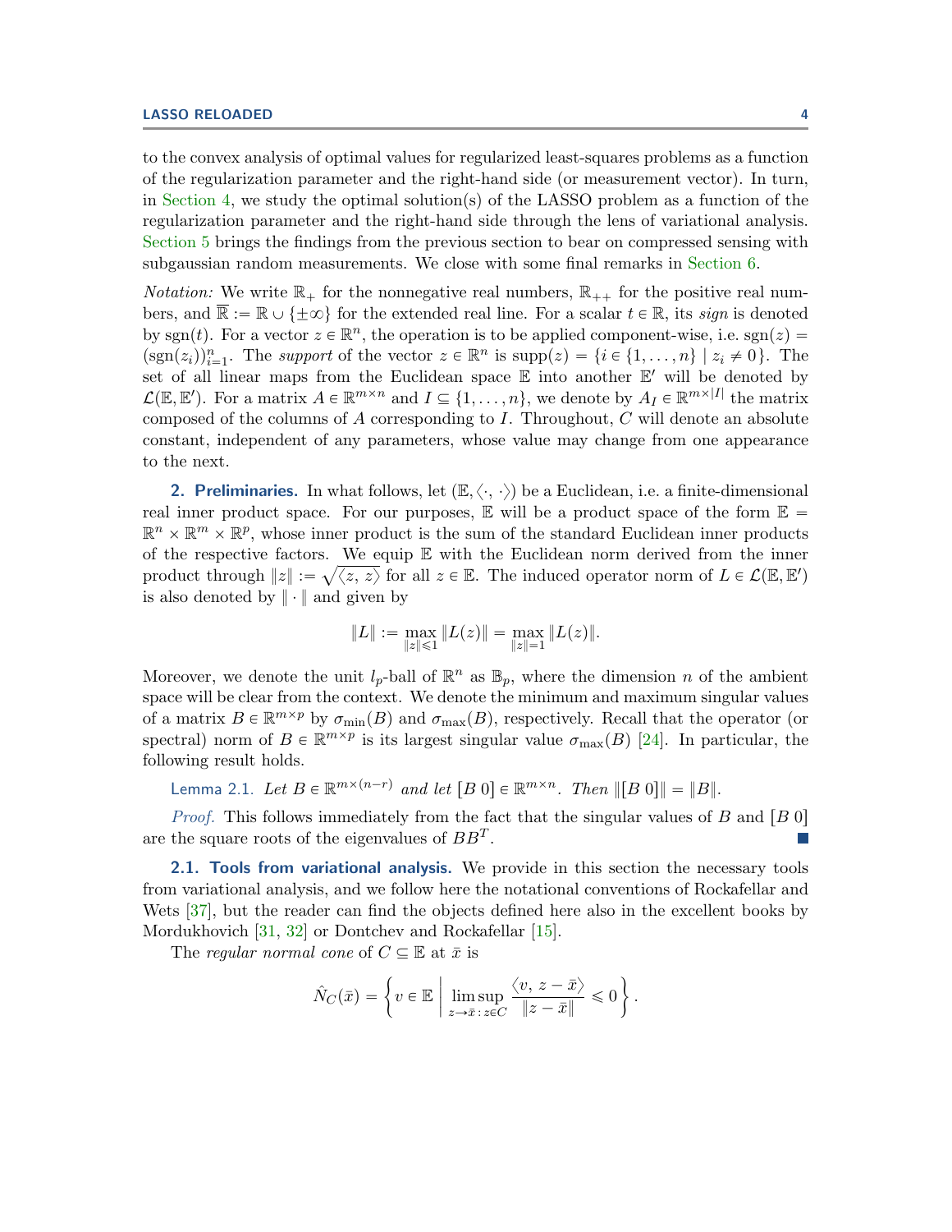to the convex analysis of optimal values for regularized least-squares problems as a function of the regularization parameter and the right-hand side (or measurement vector). In turn, in Section 4, we study the optimal solution(s) of the LASSO problem as a function of the regularization parameter and the right-hand side through the lens of variational analysis. Section 5 brings the findings from the previous section to bear on compressed sensing with subgaussian random measurements. We close with some final remarks in Section 6.

*Notation:* We write $\mathbb{R}_+$ for the nonnegative real numbers, $\mathbb{R}_{++}$ for the positive real numbers, and $\overline{\mathbb{R}} := \mathbb{R} \cup \{\pm\infty\}$ for the extended real line. For a scalar $t \in \mathbb{R}$, its *sign* is denoted by $\mathrm{sgn}(t)$. For a vector $z \in \mathbb{R}^n$, the operation is to be applied component-wise, i.e. $\mathrm{sgn}(z) = (\mathrm{sgn}(z_i))_{i=1}^n$. The *support* of the vector $z \in \mathbb{R}^n$ is $\mathrm{supp}(z) = \{i \in \{1, \ldots, n\} \mid z_i \neq 0\}$. The set of all linear maps from the Euclidean space $\mathbb{E}$ into another $\mathbb{E}'$ will be denoted by $\mathcal{L}(\mathbb{E}, \mathbb{E}')$. For a matrix $A \in \mathbb{R}^{m \times n}$ and $I \subseteq \{1, \ldots, n\}$, we denote by $A_I \in \mathbb{R}^{m \times |I|}$ the matrix composed of the columns of $A$ corresponding to $I$. Throughout, $C$ will denote an absolute constant, independent of any parameters, whose value may change from one appearance to the next.

## 2. Preliminaries.

In what follows, let $(\mathbb{E}, \langle \cdot, \cdot \rangle)$ be a Euclidean, i.e. a finite-dimensional real inner product space. For our purposes, $\mathbb{E}$ will be a product space of the form $\mathbb{E} = \mathbb{R}^n \times \mathbb{R}^m \times \mathbb{R}^p$, whose inner product is the sum of the standard Euclidean inner products of the respective factors. We equip $\mathbb{E}$ with the Euclidean norm derived from the inner product through $\|z\| := \sqrt{\langle z, z \rangle}$ for all $z \in \mathbb{E}$. The induced operator norm of $L \in \mathcal{L}(\mathbb{E}, \mathbb{E}')$ is also denoted by $\| \cdot \|$ and given by

$$\|L\| := \max_{\|z\| \leqslant 1} \|L(z)\| = \max_{\|z\|=1} \|L(z)\|.$$

Moreover, we denote the unit $l_p$-ball of $\mathbb{R}^n$ as $\mathbb{B}_p$, where the dimension $n$ of the ambient space will be clear from the context. We denote the minimum and maximum singular values of a matrix $B \in \mathbb{R}^{m \times p}$ by $\sigma_{\min}(B)$ and $\sigma_{\max}(B)$, respectively. Recall that the operator (or spectral) norm of $B \in \mathbb{R}^{m \times p}$ is its largest singular value $\sigma_{\max}(B)$ [24]. In particular, the following result holds.

Lemma 2.1. *Let $B \in \mathbb{R}^{m \times (n-r)}$ and let $[B\ 0] \in \mathbb{R}^{m \times n}$. Then $\|[B\ 0]\| = \|B\|$.*

*Proof.* This follows immediately from the fact that the singular values of $B$ and $[B\ 0]$ are the square roots of the eigenvalues of $BB^T$. ∎

### 2.1. Tools from variational analysis.

We provide in this section the necessary tools from variational analysis, and we follow here the notational conventions of Rockafellar and Wets [37], but the reader can find the objects defined here also in the excellent books by Mordukhovich [31, 32] or Dontchev and Rockafellar [15].

The *regular normal cone* of $C \subseteq \mathbb{E}$ at $\bar{x}$ is

$$\hat{N}_C(\bar{x}) = \left\{ v \in \mathbb{E} \;\middle|\; \limsup_{z \to \bar{x} :\, z \in C} \frac{\langle v,\, z - \bar{x} \rangle}{\|z - \bar{x}\|} \leqslant 0 \right\}.$$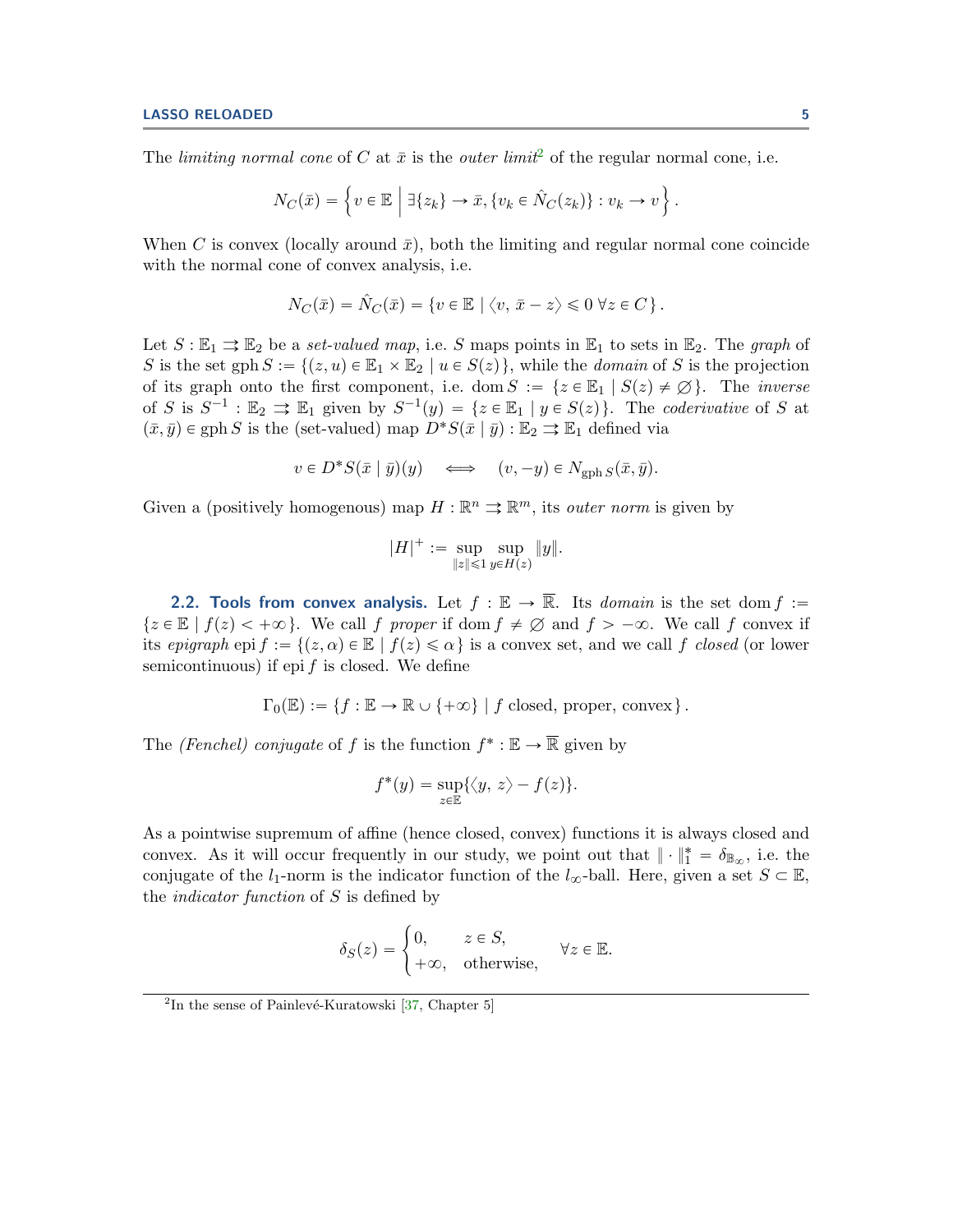The *limiting normal cone* of $C$ at $\bar{x}$ is the *outer limit*[2] of the regular normal cone, i.e.

$$N_C(\bar{x}) = \left\{ v \in \mathbb{E} \;\middle|\; \exists \{z_k\} \to \bar{x}, \{v_k \in \hat{N}_C(z_k)\} : v_k \to v \right\}.$$

When $C$ is convex (locally around $\bar{x}$), both the limiting and regular normal cone coincide with the normal cone of convex analysis, i.e.

$$N_C(\bar{x}) = \hat{N}_C(\bar{x}) = \{ v \in \mathbb{E} \mid \langle v,\, \bar{x} - z \rangle \leqslant 0 \; \forall z \in C \}.$$

Let $S : \mathbb{E}_1 \rightrightarrows \mathbb{E}_2$ be a *set-valued map*, i.e. $S$ maps points in $\mathbb{E}_1$ to sets in $\mathbb{E}_2$. The *graph* of $S$ is the set $\operatorname{gph} S := \{(z,u) \in \mathbb{E}_1 \times \mathbb{E}_2 \mid u \in S(z)\}$, while the *domain* of $S$ is the projection of its graph onto the first component, i.e. $\operatorname{dom} S := \{z \in \mathbb{E}_1 \mid S(z) \neq \varnothing\}$. The *inverse* of $S$ is $S^{-1} : \mathbb{E}_2 \rightrightarrows \mathbb{E}_1$ given by $S^{-1}(y) = \{z \in \mathbb{E}_1 \mid y \in S(z)\}$. The *coderivative* of $S$ at $(\bar{x}, \bar{y}) \in \operatorname{gph} S$ is the (set-valued) map $D^*S(\bar{x} \mid \bar{y}) : \mathbb{E}_2 \rightrightarrows \mathbb{E}_1$ defined via

$$v \in D^*S(\bar{x} \mid \bar{y})(y) \quad \Longleftrightarrow \quad (v, -y) \in N_{\operatorname{gph} S}(\bar{x}, \bar{y}).$$

Given a (positively homogenous) map $H : \mathbb{R}^n \rightrightarrows \mathbb{R}^m$, its *outer norm* is given by

$$|H|^+ := \sup_{\|z\| \leqslant 1} \sup_{y \in H(z)} \|y\|.$$

### 2.2. Tools from convex analysis.

Let $f : \mathbb{E} \to \overline{\mathbb{R}}$. Its *domain* is the set $\operatorname{dom} f := \{z \in \mathbb{E} \mid f(z) < +\infty\}$. We call $f$ *proper* if $\operatorname{dom} f \neq \varnothing$ and $f > -\infty$. We call $f$ convex if its *epigraph* $\operatorname{epi} f := \{(z, \alpha) \in \mathbb{E} \mid f(z) \leqslant \alpha\}$ is a convex set, and we call $f$ *closed* (or lower semicontinuous) if $\operatorname{epi} f$ is closed. We define

$$\Gamma_0(\mathbb{E}) := \{ f : \mathbb{E} \to \mathbb{R} \cup \{+\infty\} \mid f \text{ closed, proper, convex} \}.$$

The *(Fenchel) conjugate* of $f$ is the function $f^* : \mathbb{E} \to \overline{\mathbb{R}}$ given by

$$f^*(y) = \sup_{z \in \mathbb{E}} \{\langle y,\, z \rangle - f(z)\}.$$

As a pointwise supremum of affine (hence closed, convex) functions it is always closed and convex. As it will occur frequently in our study, we point out that $\|\cdot\|_1^* = \delta_{\mathbb{B}_\infty}$, i.e. the conjugate of the $l_1$-norm is the indicator function of the $l_\infty$-ball. Here, given a set $S \subset \mathbb{E}$, the *indicator function* of $S$ is defined by

$$\delta_S(z) = \begin{cases} 0, & z \in S, \\ +\infty, & \text{otherwise}, \end{cases} \qquad \forall z \in \mathbb{E}.$$

---

[2] In the sense of Painlevé-Kuratowski [37, Chapter 5]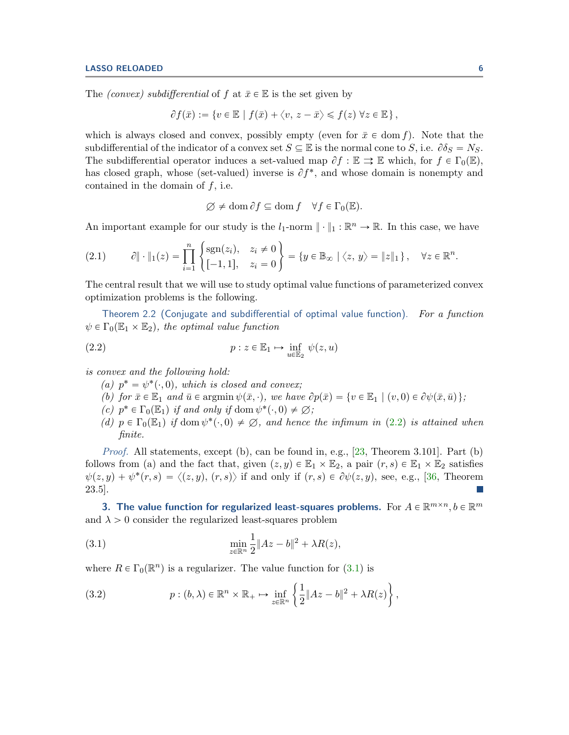The *(convex) subdifferential* of $f$ at $\bar{x} \in \mathbb{E}$ is the set given by

$$\partial f(\bar{x}) := \{ v \in \mathbb{E} \mid f(\bar{x}) + \langle v, z - \bar{x} \rangle \leqslant f(z) \ \forall z \in \mathbb{E} \},$$

which is always closed and convex, possibly empty (even for $\bar{x} \in \operatorname{dom} f$). Note that the subdifferential of the indicator of a convex set $S \subseteq \mathbb{E}$ is the normal cone to $S$, i.e. $\partial \delta_S = N_S$. The subdifferential operator induces a set-valued map $\partial f : \mathbb{E} \rightrightarrows \mathbb{E}$ which, for $f \in \Gamma_0(\mathbb{E})$, has closed graph, whose (set-valued) inverse is $\partial f^*$, and whose domain is nonempty and contained in the domain of $f$, i.e.

$$\varnothing \neq \operatorname{dom} \partial f \subseteq \operatorname{dom} f \quad \forall f \in \Gamma_0(\mathbb{E}).$$

An important example for our study is the $l_1$-norm $\| \cdot \|_1 : \mathbb{R}^n \to \mathbb{R}$. In this case, we have

$$\partial \| \cdot \|_1(z) = \prod_{i=1}^{n} \begin{Bmatrix} \operatorname{sgn}(z_i), & z_i \neq 0 \\ [-1, 1], & z_i = 0 \end{Bmatrix} = \{ y \in \mathbb{B}_\infty \mid \langle z, y \rangle = \|z\|_1 \}, \quad \forall z \in \mathbb{R}^n. \tag{2.1}$$

The central result that we will use to study optimal value functions of parameterized convex optimization problems is the following.

**Theorem 2.2** (Conjugate and subdifferential of optimal value function). *For a function $\psi \in \Gamma_0(\mathbb{E}_1 \times \mathbb{E}_2)$, the optimal value function*

$$p : z \in \mathbb{E}_1 \mapsto \inf_{u \in \mathbb{E}_2} \psi(z, u) \tag{2.2}$$

*is convex and the following hold:*

*(a) $p^* = \psi^*(\cdot, 0)$, which is closed and convex;*
*(b) for $\bar{x} \in \mathbb{E}_1$ and $\bar{u} \in \operatorname{argmin} \psi(\bar{x}, \cdot)$, we have $\partial p(\bar{x}) = \{ v \in \mathbb{E}_1 \mid (v, 0) \in \partial \psi(\bar{x}, \bar{u}) \}$;*
*(c) $p^* \in \Gamma_0(\mathbb{E}_1)$ if and only if $\operatorname{dom} \psi^*(\cdot, 0) \neq \varnothing$;*
*(d) $p \in \Gamma_0(\mathbb{E}_1)$ if $\operatorname{dom} \psi^*(\cdot, 0) \neq \varnothing$, and hence the infimum in (2.2) is attained when finite.*

*Proof.* All statements, except (b), can be found in, e.g., [23, Theorem 3.101]. Part (b) follows from (a) and the fact that, given $(z, y) \in \mathbb{E}_1 \times \mathbb{E}_2$, a pair $(r, s) \in \mathbb{E}_1 \times \mathbb{E}_2$ satisfies $\psi(z, y) + \psi^*(r, s) = \langle (z, y), (r, s) \rangle$ if and only if $(r, s) \in \partial \psi(z, y)$, see, e.g., [36, Theorem 23.5]. ∎

## 3. The value function for regularized least-squares problems.

For $A \in \mathbb{R}^{m \times n}, b \in \mathbb{R}^m$ and $\lambda > 0$ consider the regularized least-squares problem

$$\min_{z \in \mathbb{R}^n} \frac{1}{2} \|Az - b\|^2 + \lambda R(z), \tag{3.1}$$

where $R \in \Gamma_0(\mathbb{R}^n)$ is a regularizer. The value function for (3.1) is

$$p : (b, \lambda) \in \mathbb{R}^n \times \mathbb{R}_+ \mapsto \inf_{z \in \mathbb{R}^n} \left\{ \frac{1}{2} \|Az - b\|^2 + \lambda R(z) \right\}, \tag{3.2}$$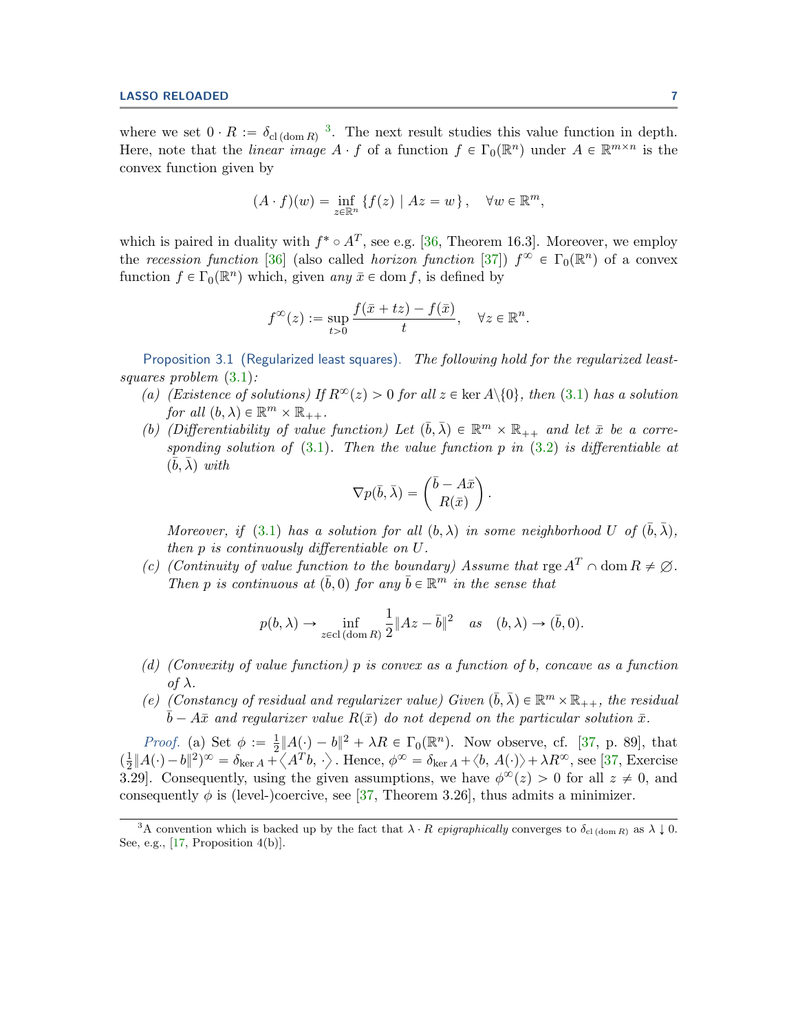where we set $0 \cdot R := \delta_{\mathrm{cl}\,(\mathrm{dom}\,R)}$ [3]. The next result studies this value function in depth. Here, note that the *linear image* $A \cdot f$ of a function $f \in \Gamma_0(\mathbb{R}^n)$ under $A \in \mathbb{R}^{m\times n}$ is the convex function given by

$$(A \cdot f)(w) = \inf_{z\in\mathbb{R}^n} \{f(z) \mid Az = w\}, \quad \forall w \in \mathbb{R}^m,$$

which is paired in duality with $f^* \circ A^T$, see e.g. [36, Theorem 16.3]. Moreover, we employ the *recession function* [36] (also called *horizon function* [37]) $f^\infty \in \Gamma_0(\mathbb{R}^n)$ of a convex function $f \in \Gamma_0(\mathbb{R}^n)$ which, given *any* $\bar{x} \in \mathrm{dom}\, f$, is defined by

$$f^\infty(z) := \sup_{t>0} \frac{f(\bar{x} + tz) - f(\bar{x})}{t}, \quad \forall z \in \mathbb{R}^n.$$

**Proposition 3.1 (Regularized least squares).** *The following hold for the regularized least-squares problem (3.1):*

*(a) (Existence of solutions) If $R^\infty(z) > 0$ for all $z \in \ker A\backslash\{0\}$, then (3.1) has a solution for all $(b, \lambda) \in \mathbb{R}^m \times \mathbb{R}_{++}$.*

*(b) (Differentiability of value function) Let $(\bar{b}, \bar{\lambda}) \in \mathbb{R}^m \times \mathbb{R}_{++}$ and let $\bar{x}$ be a corresponding solution of (3.1). Then the value function $p$ in (3.2) is differentiable at $(\bar{b}, \bar{\lambda})$ with*

$$\nabla p(\bar{b}, \bar{\lambda}) = \begin{pmatrix} \bar{b} - A\bar{x} \\ R(\bar{x}) \end{pmatrix}.$$

*Moreover, if (3.1) has a solution for all $(b, \lambda)$ in some neighborhood $U$ of $(\bar{b}, \bar{\lambda})$, then $p$ is continuously differentiable on $U$.*

*(c) (Continuity of value function to the boundary) Assume that $\mathrm{rge}\, A^T \cap \mathrm{dom}\, R \neq \emptyset$. Then $p$ is continuous at $(\bar{b}, 0)$ for any $\bar{b} \in \mathbb{R}^m$ in the sense that*

$$p(b, \lambda) \to \inf_{z\in \mathrm{cl}\,(\mathrm{dom}\, R)} \frac{1}{2}\|Az - \bar{b}\|^2 \quad \text{as} \quad (b, \lambda) \to (\bar{b}, 0).$$

*(d) (Convexity of value function) $p$ is convex as a function of $b$, concave as a function of $\lambda$.*

*(e) (Constancy of residual and regularizer value) Given $(\bar{b}, \bar{\lambda}) \in \mathbb{R}^m \times \mathbb{R}_{++}$, the residual $\bar{b} - A\bar{x}$ and regularizer value $R(\bar{x})$ do not depend on the particular solution $\bar{x}$.*

*Proof.* (a) Set $\phi := \frac{1}{2}\|A(\cdot) - b\|^2 + \lambda R \in \Gamma_0(\mathbb{R}^n)$. Now observe, cf. [37, p. 89], that $(\frac{1}{2}\|A(\cdot) - b\|^2)^\infty = \delta_{\ker A} + \langle A^T b, \cdot\rangle$. Hence, $\phi^\infty = \delta_{\ker A} + \langle b, A(\cdot)\rangle + \lambda R^\infty$, see [37, Exercise 3.29]. Consequently, using the given assumptions, we have $\phi^\infty(z) > 0$ for all $z \neq 0$, and consequently $\phi$ is (level-)coercive, see [37, Theorem 3.26], thus admits a minimizer.

[3] A convention which is backed up by the fact that $\lambda \cdot R$ *epigraphically* converges to $\delta_{\mathrm{cl}\,(\mathrm{dom}\, R)}$ as $\lambda \downarrow 0$. See, e.g., [17, Proposition 4(b)].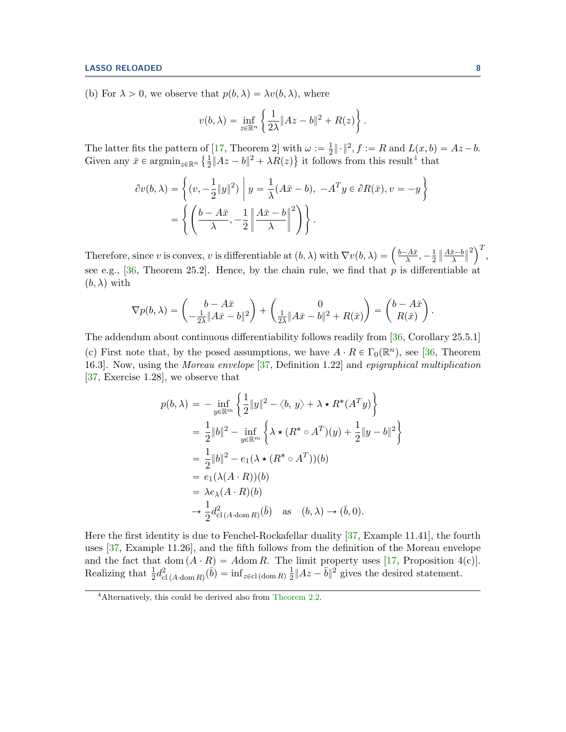(b) For $\lambda > 0$, we observe that $p(b,\lambda) = \lambda v(b,\lambda)$, where

$$v(b,\lambda) = \inf_{z\in\mathbb{R}^n} \left\{ \frac{1}{2\lambda}\|Az - b\|^2 + R(z) \right\}.$$

The latter fits the pattern of [17, Theorem 2] with $\omega := \frac{1}{2}\|\cdot\|^2$, $f := R$ and $L(x,b) = Az - b$. Given any $\bar{x} \in \operatorname{argmin}_{z\in\mathbb{R}^n}\left\{\frac{1}{2}\|Az-b\|^2 + \lambda R(z)\right\}$ it follows from this result[4] that

$$\begin{aligned}
\partial v(b,\lambda) &= \left\{ (v, -\frac{1}{2}\|y\|^2) \;\middle|\; y = \frac{1}{\lambda}(A\bar{x} - b),\ -A^T y \in \partial R(\bar{x}), v = -y \right\} \\
&= \left\{ \left( \frac{b - A\bar{x}}{\lambda}, -\frac{1}{2}\left\| \frac{A\bar{x} - b}{\lambda} \right\|^2 \right) \right\}.
\end{aligned}$$

Therefore, since $v$ is convex, $v$ is differentiable at $(b,\lambda)$ with $\nabla v(b,\lambda) = \left( \frac{b-A\bar{x}}{\lambda}, -\frac{1}{2}\left\|\frac{A\bar{x}-b}{\lambda}\right\|^2 \right)^T$, see e.g., [36, Theorem 25.2]. Hence, by the chain rule, we find that $p$ is differentiable at $(b,\lambda)$ with

$$\nabla p(b,\lambda) = \begin{pmatrix} b - A\bar{x} \\ -\frac{1}{2\lambda}\|A\bar{x} - b\|^2 \end{pmatrix} + \begin{pmatrix} 0 \\ \frac{1}{2\lambda}\|A\bar{x} - b\|^2 + R(\bar{x}) \end{pmatrix} = \begin{pmatrix} b - A\bar{x} \\ R(\bar{x}) \end{pmatrix}.$$

The addendum about continuous differentiability follows readily from [36, Corollary 25.5.1]

(c) First note that, by the posed assumptions, we have $A \cdot R \in \Gamma_0(\mathbb{R}^n)$, see [36, Theorem 16.3]. Now, using the *Moreau envelope* [37, Definition 1.22] and *epigraphical multiplication* [37, Exercise 1.28], we observe that

$$\begin{aligned}
p(b,\lambda) &= -\inf_{y\in\mathbb{R}^m} \left\{ \frac{1}{2}\|y\|^2 - \langle b,\, y\rangle + \lambda \star R^*(A^T y) \right\} \\
&= \frac{1}{2}\|b\|^2 - \inf_{y\in\mathbb{R}^m} \left\{ \lambda \star (R^* \circ A^T)(y) + \frac{1}{2}\|y - b\|^2 \right\} \\
&= \frac{1}{2}\|b\|^2 - e_1(\lambda \star (R^* \circ A^T))(b) \\
&= e_1(\lambda(A \cdot R))(b) \\
&= \lambda e_\lambda(A\cdot R)(b) \\
&\to \frac{1}{2} d^2_{\operatorname{cl}(A\cdot \operatorname{dom} R)}(\bar{b}) \quad \text{as} \quad (b,\lambda) \to (\bar{b}, 0).
\end{aligned}$$

Here the first identity is due to Fenchel-Rockafellar duality [37, Example 11.41], the fourth uses [37, Example 11.26], and the fifth follows from the definition of the Moreau envelope and the fact that $\operatorname{dom}(A \cdot R) = A \operatorname{dom} R$. The limit property uses [17, Proposition 4(c)]. Realizing that $\frac{1}{2}d^2_{\operatorname{cl}(A\cdot\operatorname{dom} R)}(\bar{b}) = \inf_{z\in\operatorname{cl}(\operatorname{dom} R)} \frac{1}{2}\|Az - \bar{b}\|^2$ gives the desired statement.

[4] Alternatively, this could be derived also from Theorem 2.2.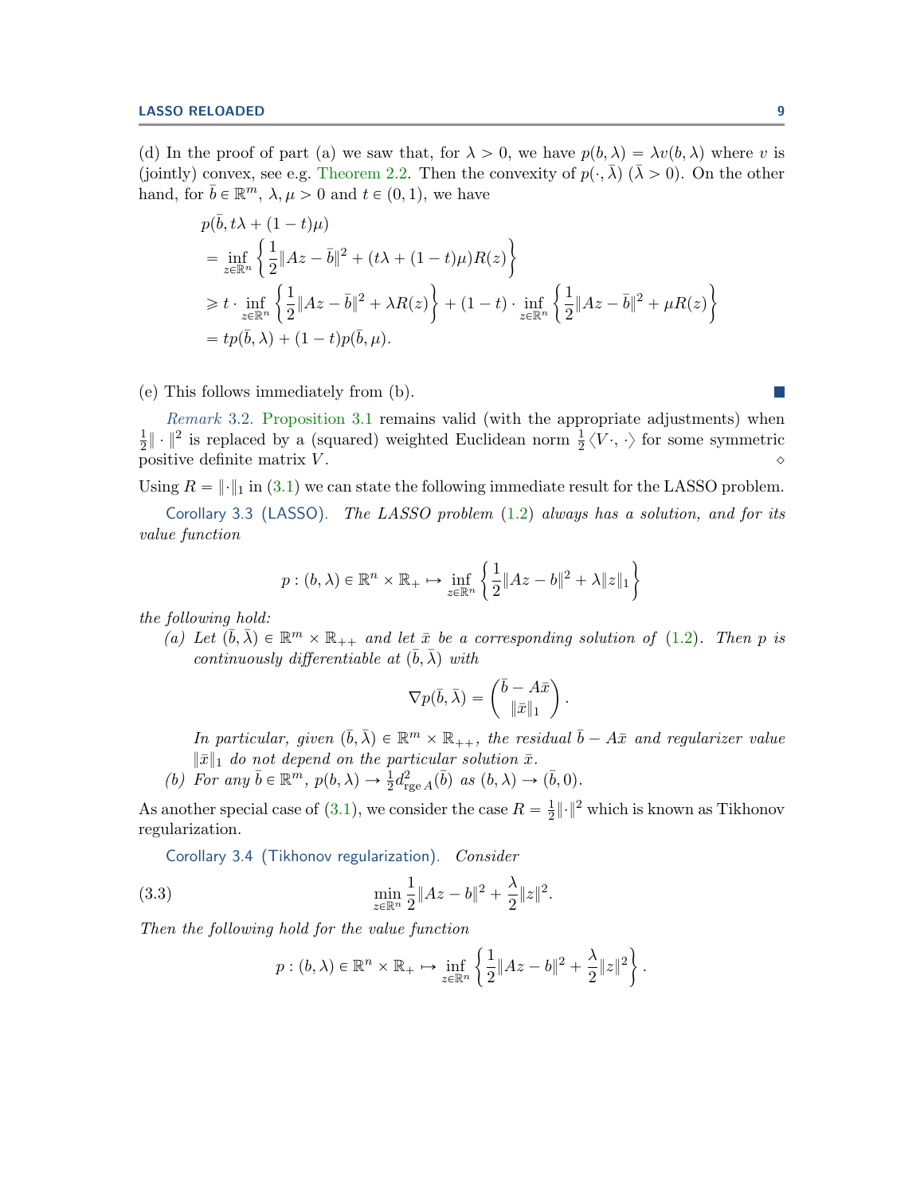(d) In the proof of part (a) we saw that, for $\lambda > 0$, we have $p(b, \lambda) = \lambda v(b, \lambda)$ where $v$ is (jointly) convex, see e.g. Theorem 2.2. Then the convexity of $p(\cdot, \bar{\lambda})$ ($\bar{\lambda} > 0$). On the other hand, for $\bar{b} \in \mathbb{R}^m$, $\lambda, \mu > 0$ and $t \in (0,1)$, we have

$$
\begin{aligned}
& p(\bar{b}, t\lambda + (1-t)\mu) \\
&= \inf_{z \in \mathbb{R}^n} \left\{ \frac{1}{2}\|Az - \bar{b}\|^2 + (t\lambda + (1-t)\mu) R(z) \right\} \\
&\geqslant t \cdot \inf_{z \in \mathbb{R}^n} \left\{ \frac{1}{2}\|Az - \bar{b}\|^2 + \lambda R(z) \right\} + (1-t) \cdot \inf_{z \in \mathbb{R}^n} \left\{ \frac{1}{2}\|Az - \bar{b}\|^2 + \mu R(z) \right\} \\
&= t p(\bar{b}, \lambda) + (1-t) p(\bar{b}, \mu).
\end{aligned}
$$

(e) This follows immediately from (b). ■

*Remark* 3.2. Proposition 3.1 remains valid (with the appropriate adjustments) when $\frac{1}{2}\|\cdot\|^2$ is replaced by a (squared) weighted Euclidean norm $\frac{1}{2}\langle V\cdot, \cdot\rangle$ for some symmetric positive definite matrix $V$. ◇

Using $R = \|\cdot\|_1$ in (3.1) we can state the following immediate result for the LASSO problem.

Corollary 3.3 (LASSO). *The LASSO problem (1.2) always has a solution, and for its value function*

$$
p : (b, \lambda) \in \mathbb{R}^n \times \mathbb{R}_+ \mapsto \inf_{z \in \mathbb{R}^n} \left\{ \frac{1}{2}\|Az - b\|^2 + \lambda \|z\|_1 \right\}
$$

*the following hold:*

*(a) Let $(\bar{b}, \bar{\lambda}) \in \mathbb{R}^m \times \mathbb{R}_{++}$ and let $\bar{x}$ be a corresponding solution of (1.2). Then $p$ is continuously differentiable at $(\bar{b}, \bar{\lambda})$ with*

$$
\nabla p(\bar{b}, \bar{\lambda}) = \begin{pmatrix} \bar{b} - A\bar{x} \\ \|\bar{x}\|_1 \end{pmatrix}.
$$

*In particular, given $(\bar{b}, \bar{\lambda}) \in \mathbb{R}^m \times \mathbb{R}_{++}$, the residual $\bar{b} - A\bar{x}$ and regularizer value $\|\bar{x}\|_1$ do not depend on the particular solution $\bar{x}$.*

*(b) For any $\bar{b} \in \mathbb{R}^m$, $p(b, \lambda) \to \frac{1}{2} d^2_{\mathrm{rge}\, A}(\bar{b})$ as $(b, \lambda) \to (\bar{b}, 0)$.*

As another special case of (3.1), we consider the case $R = \frac{1}{2}\|\cdot\|^2$ which is known as Tikhonov regularization.

Corollary 3.4 (Tikhonov regularization). *Consider*

$$
\min_{z \in \mathbb{R}^n} \frac{1}{2}\|Az - b\|^2 + \frac{\lambda}{2}\|z\|^2. \tag{3.3}
$$

*Then the following hold for the value function*

$$
p : (b, \lambda) \in \mathbb{R}^n \times \mathbb{R}_+ \mapsto \inf_{z \in \mathbb{R}^n} \left\{ \frac{1}{2}\|Az - b\|^2 + \frac{\lambda}{2}\|z\|^2 \right\}.
$$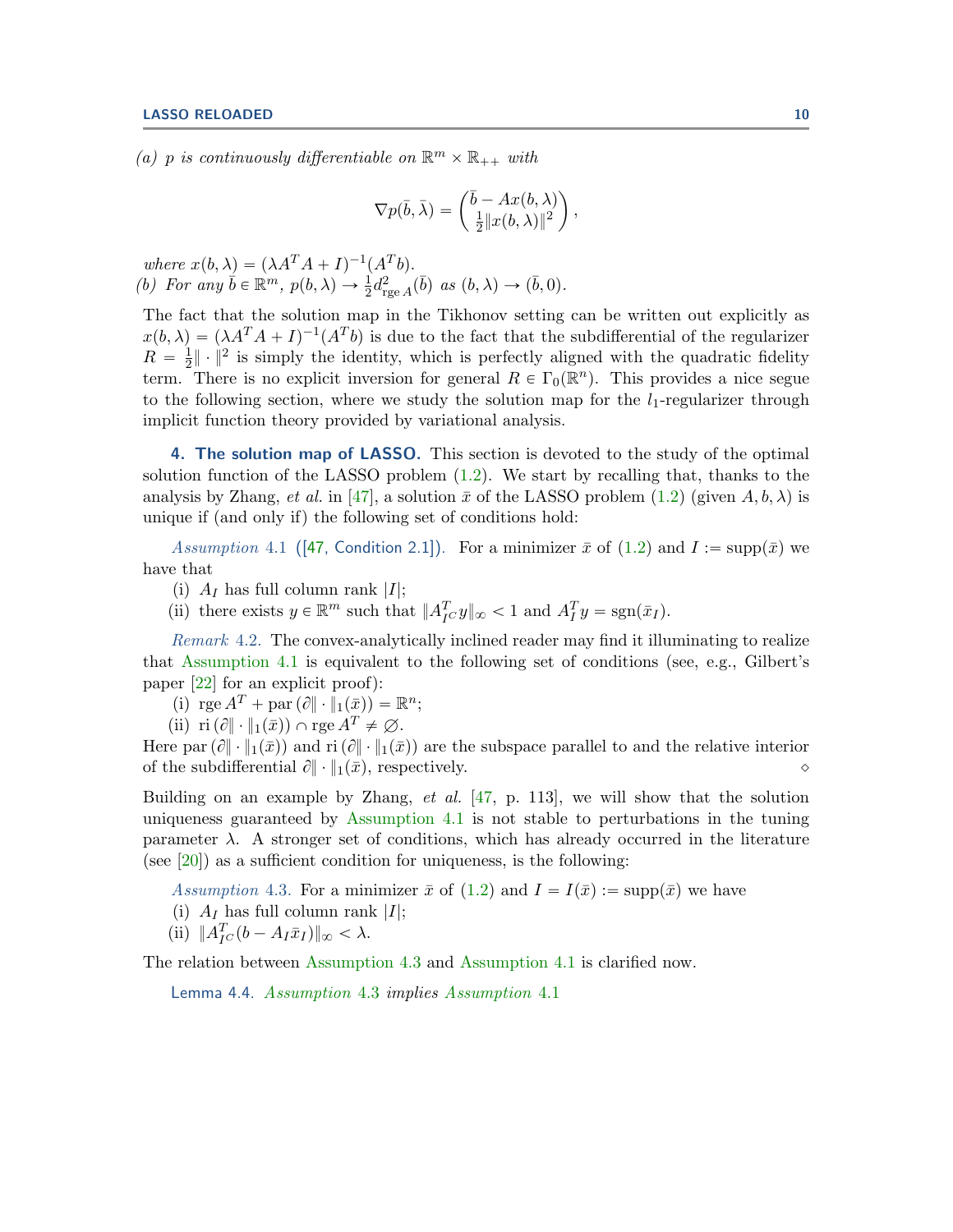*(a)* $p$ *is continuously differentiable on* $\mathbb{R}^m \times \mathbb{R}_{++}$ *with*

$$\nabla p(\bar{b}, \bar{\lambda}) = \begin{pmatrix} \bar{b} - Ax(b, \lambda) \\ \frac{1}{2}\|x(b, \lambda)\|^2 \end{pmatrix},$$

*where* $x(b, \lambda) = (\lambda A^T A + I)^{-1}(A^T b)$.

*(b) For any* $\bar{b} \in \mathbb{R}^m$, $p(b, \lambda) \to \frac{1}{2} d^2_{\operatorname{rge} A}(\bar{b})$ *as* $(b, \lambda) \to (\bar{b}, 0)$.

The fact that the solution map in the Tikhonov setting can be written out explicitly as $x(b, \lambda) = (\lambda A^T A + I)^{-1}(A^T b)$ is due to the fact that the subdifferential of the regularizer $R = \frac{1}{2}\| \cdot \|^2$ is simply the identity, which is perfectly aligned with the quadratic fidelity term. There is no explicit inversion for general $R \in \Gamma_0(\mathbb{R}^n)$. This provides a nice segue to the following section, where we study the solution map for the $l_1$-regularizer through implicit function theory provided by variational analysis.

## 4. The solution map of LASSO.

This section is devoted to the study of the optimal solution function of the LASSO problem (1.2). We start by recalling that, thanks to the analysis by Zhang, *et al.* in [47], a solution $\bar{x}$ of the LASSO problem (1.2) (given $A, b, \lambda$) is unique if (and only if) the following set of conditions hold:

*Assumption* 4.1 ([47, Condition 2.1]). For a minimizer $\bar{x}$ of (1.2) and $I := \operatorname{supp}(\bar{x})$ we have that

(i) $A_I$ has full column rank $|I|$;
(ii) there exists $y \in \mathbb{R}^m$ such that $\|A_{I^C}^T y\|_\infty < 1$ and $A_I^T y = \operatorname{sgn}(\bar{x}_I)$.

*Remark* 4.2. The convex-analytically inclined reader may find it illuminating to realize that Assumption 4.1 is equivalent to the following set of conditions (see, e.g., Gilbert's paper [22] for an explicit proof):

(i) $\operatorname{rge} A^T + \operatorname{par}(\partial \| \cdot \|_1(\bar{x})) = \mathbb{R}^n$;
(ii) $\operatorname{ri}(\partial \| \cdot \|_1(\bar{x})) \cap \operatorname{rge} A^T \neq \varnothing$.

Here $\operatorname{par}(\partial \| \cdot \|_1(\bar{x}))$ and $\operatorname{ri}(\partial \| \cdot \|_1(\bar{x}))$ are the subspace parallel to and the relative interior of the subdifferential $\partial \| \cdot \|_1(\bar{x})$, respectively. ⋄

Building on an example by Zhang, *et al.* [47, p. 113], we will show that the solution uniqueness guaranteed by Assumption 4.1 is not stable to perturbations in the tuning parameter $\lambda$. A stronger set of conditions, which has already occurred in the literature (see [20]) as a sufficient condition for uniqueness, is the following:

*Assumption* 4.3. For a minimizer $\bar{x}$ of (1.2) and $I = I(\bar{x}) := \operatorname{supp}(\bar{x})$ we have

(i) $A_I$ has full column rank $|I|$;
(ii) $\|A_{I^C}^T (b - A_I \bar{x}_I)\|_\infty < \lambda$.

The relation between Assumption 4.3 and Assumption 4.1 is clarified now.

Lemma 4.4. *Assumption* 4.3 *implies Assumption* 4.1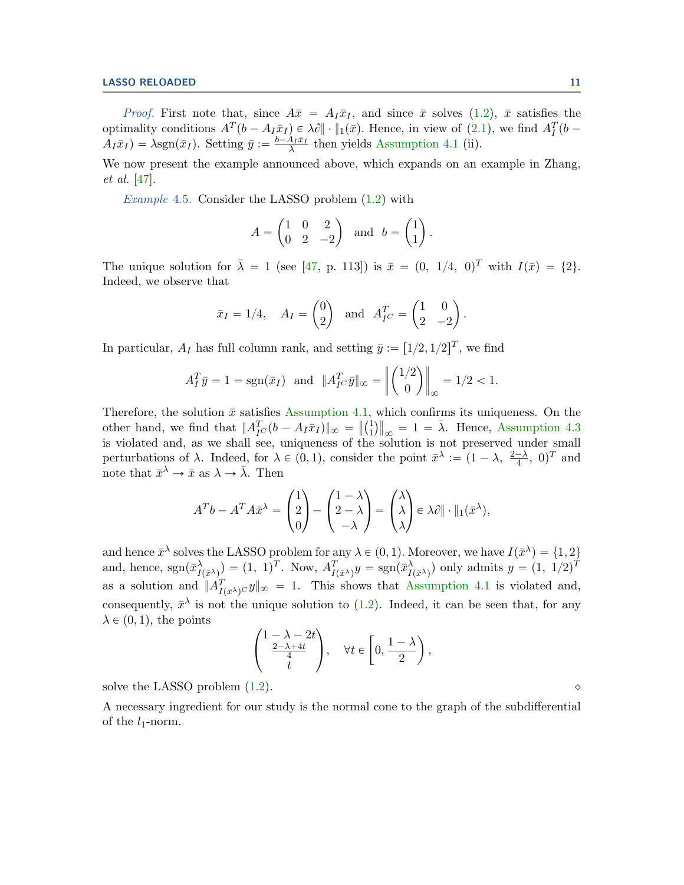*Proof.* First note that, since $A\bar{x} = A_I\bar{x}_I$, and since $\bar{x}$ solves (1.2), $\bar{x}$ satisfies the optimality conditions $A^T(b - A_I\bar{x}_I) \in \lambda\partial\|\cdot\|_1(\bar{x})$. Hence, in view of (2.1), we find $A_I^T(b - A_I\bar{x}_I) = \lambda\text{sgn}(\bar{x}_I)$. Setting $\bar{y} := \frac{b - A_I\bar{x}_I}{\lambda}$ then yields Assumption 4.1 (ii).

We now present the example announced above, which expands on an example in Zhang, *et al.* [47].

*Example* 4.5. Consider the LASSO problem (1.2) with

$$A = \begin{pmatrix} 1 & 0 & 2 \\ 0 & 2 & -2 \end{pmatrix} \quad \text{and} \quad b = \begin{pmatrix} 1 \\ 1 \end{pmatrix}.$$

The unique solution for $\bar{\lambda} = 1$ (see [47, p. 113]) is $\bar{x} = (0,\ 1/4,\ 0)^T$ with $I(\bar{x}) = \{2\}$. Indeed, we observe that

$$\bar{x}_I = 1/4, \quad A_I = \begin{pmatrix} 0 \\ 2 \end{pmatrix} \quad \text{and} \quad A_{I^C}^T = \begin{pmatrix} 1 & 0 \\ 2 & -2 \end{pmatrix}.$$

In particular, $A_I$ has full column rank, and setting $\bar{y} := [1/2, 1/2]^T$, we find

$$A_I^T\bar{y} = 1 = \text{sgn}(\bar{x}_I) \quad \text{and} \quad \|A_{I^C}^T\bar{y}\|_\infty = \left\| \begin{pmatrix} 1/2 \\ 0 \end{pmatrix} \right\|_\infty = 1/2 < 1.$$

Therefore, the solution $\bar{x}$ satisfies Assumption 4.1, which confirms its uniqueness. On the other hand, we find that $\|A_{I^C}^T(b - A_I\bar{x}_I)\|_\infty = \left\|\binom{1}{1}\right\|_\infty = 1 = \bar{\lambda}$. Hence, Assumption 4.3 is violated and, as we shall see, uniqueness of the solution is not preserved under small perturbations of $\lambda$. Indeed, for $\lambda \in (0, 1)$, consider the point $\bar{x}^\lambda := (1 - \lambda,\ \frac{2-\lambda}{4},\ 0)^T$ and note that $\bar{x}^\lambda \to \bar{x}$ as $\lambda \to \bar{\lambda}$. Then

$$A^Tb - A^TA\bar{x}^\lambda = \begin{pmatrix} 1 \\ 2 \\ 0 \end{pmatrix} - \begin{pmatrix} 1 - \lambda \\ 2 - \lambda \\ -\lambda \end{pmatrix} = \begin{pmatrix} \lambda \\ \lambda \\ \lambda \end{pmatrix} \in \lambda\partial\|\cdot\|_1(\bar{x}^\lambda),$$

and hence $\bar{x}^\lambda$ solves the LASSO problem for any $\lambda \in (0, 1)$. Moreover, we have $I(\bar{x}^\lambda) = \{1, 2\}$ and, hence, $\text{sgn}(\bar{x}^\lambda_{I(\bar{x}^\lambda)}) = (1,\ 1)^T$. Now, $A_{I(\bar{x}^\lambda)}^T y = \text{sgn}(\bar{x}^\lambda_{I(\bar{x}^\lambda)})$ only admits $y = (1,\ 1/2)^T$ as a solution and $\|A_{I(\bar{x}^\lambda)^C}^T y\|_\infty = 1$. This shows that Assumption 4.1 is violated and, consequently, $\bar{x}^\lambda$ is not the unique solution to (1.2). Indeed, it can be seen that, for any $\lambda \in (0, 1)$, the points

$$\begin{pmatrix} 1 - \lambda - 2t \\ \frac{2-\lambda+4t}{4} \\ t \end{pmatrix}, \quad \forall t \in \left[0, \frac{1-\lambda}{2}\right),$$

solve the LASSO problem (1.2). $\diamond$

A necessary ingredient for our study is the normal cone to the graph of the subdifferential of the $l_1$-norm.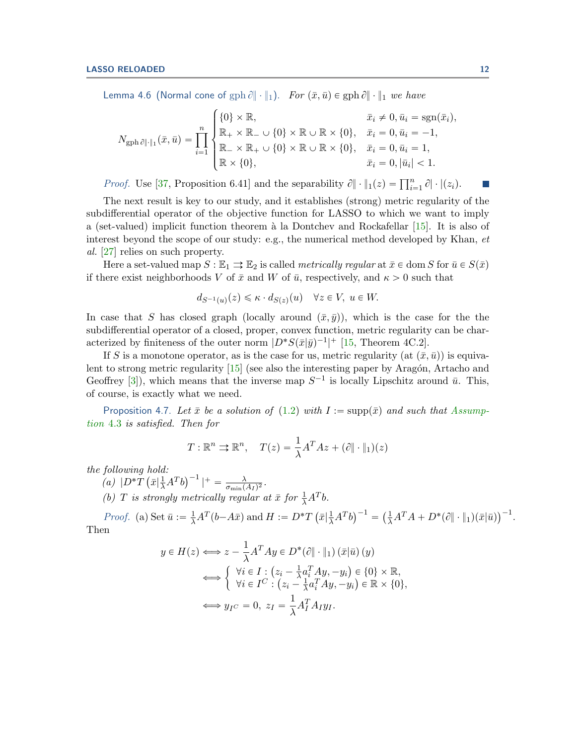Lemma 4.6 (Normal cone of $\operatorname{gph} \partial\|\cdot\|_1$). *For $(\bar{x}, \bar{u}) \in \operatorname{gph} \partial\|\cdot\|_1$ we have*

$$
N_{\operatorname{gph}\partial\|\cdot\|_1}(\bar{x}, \bar{u}) = \prod_{i=1}^{n} \begin{cases} \{0\} \times \mathbb{R}, & \bar{x}_i \neq 0, \bar{u}_i = \operatorname{sgn}(\bar{x}_i), \\ \mathbb{R}_+ \times \mathbb{R}_- \cup \{0\} \times \mathbb{R} \cup \mathbb{R} \times \{0\}, & \bar{x}_i = 0, \bar{u}_i = -1, \\ \mathbb{R}_- \times \mathbb{R}_+ \cup \{0\} \times \mathbb{R} \cup \mathbb{R} \times \{0\}, & \bar{x}_i = 0, \bar{u}_i = 1, \\ \mathbb{R} \times \{0\}, & \bar{x}_i = 0, |\bar{u}_i| < 1. \end{cases}
$$

*Proof.* Use [37, Proposition 6.41] and the separability $\partial\|\cdot\|_1(z) = \prod_{i=1}^n \partial|\cdot|(z_i)$. ■

The next result is key to our study, and it establishes (strong) metric regularity of the subdifferential operator of the objective function for LASSO to which we want to imply a (set-valued) implicit function theorem à la Dontchev and Rockafellar [15]. It is also of interest beyond the scope of our study: e.g., the numerical method developed by Khan, *et al.* [27] relies on such property.

Here a set-valued map $S : \mathbb{E}_1 \rightrightarrows \mathbb{E}_2$ is called *metrically regular* at $\bar{x} \in \operatorname{dom} S$ for $\bar{u} \in S(\bar{x})$ if there exist neighborhoods $V$ of $\bar{x}$ and $W$ of $\bar{u}$, respectively, and $\kappa > 0$ such that

$$
d_{S^{-1}(u)}(z) \leqslant \kappa \cdot d_{S(z)}(u) \quad \forall z \in V,\ u \in W.
$$

In case that $S$ has closed graph (locally around $(\bar{x}, \bar{y})$), which is the case for the the subdifferential operator of a closed, proper, convex function, metric regularity can be characterized by finiteness of the outer norm $|D^*S(\bar{x}|\bar{y})^{-1}|^+$ [15, Theorem 4C.2].

If $S$ is a monotone operator, as is the case for us, metric regularity (at $(\bar{x}, \bar{u})$) is equivalent to strong metric regularity [15] (see also the interesting paper by Aragón, Artacho and Geoffrey [3]), which means that the inverse map $S^{-1}$ is locally Lipschitz around $\bar{u}$. This, of course, is exactly what we need.

Proposition 4.7. *Let $\bar{x}$ be a solution of (1.2) with $I := \operatorname{supp}(\bar{x})$ and such that Assumption 4.3 is satisfied. Then for*

$$
T : \mathbb{R}^n \rightrightarrows \mathbb{R}^n, \quad T(z) = \frac{1}{\lambda} A^T A z + (\partial\|\cdot\|_1)(z)
$$

*the following hold:*

*(a)* $|D^*T\left(\bar{x}|\frac{1}{\lambda}A^T b\right)^{-1}|^+ = \frac{\lambda}{\sigma_{\min}(A_I)^2}$.

*(b) $T$ is strongly metrically regular at $\bar{x}$ for $\frac{1}{\lambda}A^T b$.*

*Proof.* (a) Set $\bar{u} := \frac{1}{\lambda}A^T(b - A\bar{x})$ and $H := D^*T\left(\bar{x}|\frac{1}{\lambda}A^T b\right)^{-1} = \left(\frac{1}{\lambda}A^T A + D^*(\partial\|\cdot\|_1)(\bar{x}|\bar{u})\right)^{-1}$. Then

$$
\begin{aligned}
y \in H(z) &\iff z - \frac{1}{\lambda}A^T A y \in D^*(\partial\|\cdot\|_1)(\bar{x}|\bar{u})(y) \\
&\iff \begin{cases} \forall i \in I : \left(z_i - \frac{1}{\lambda}a_i^T A y, -y_i\right) \in \{0\} \times \mathbb{R}, \\ \forall i \in I^C : \left(z_i - \frac{1}{\lambda}a_i^T A y, -y_i\right) \in \mathbb{R} \times \{0\}, \end{cases} \\
&\iff y_{I^C} = 0,\ z_I = \frac{1}{\lambda}A_I^T A_I y_I.
\end{aligned}
$$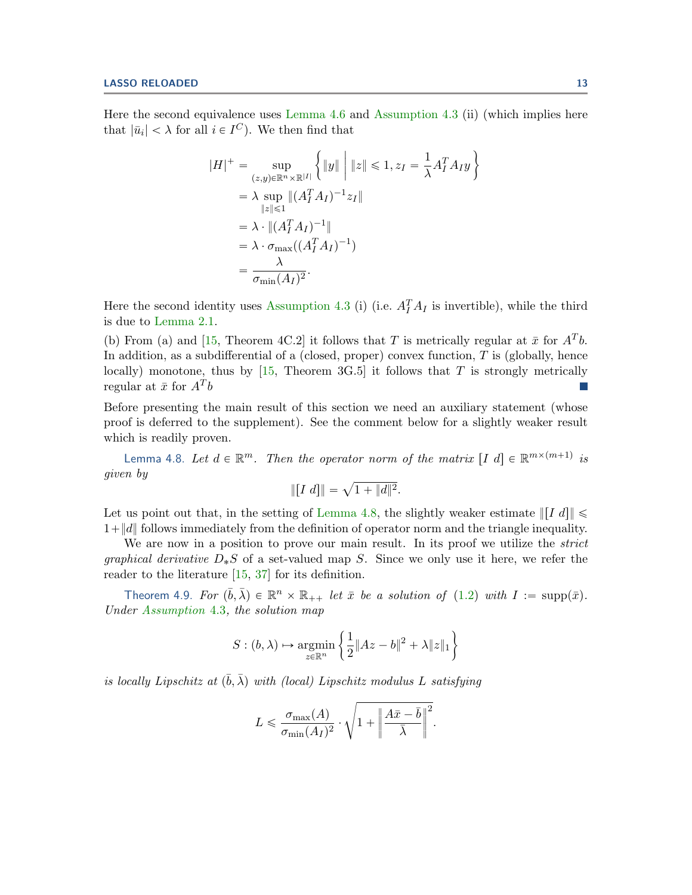Here the second equivalence uses Lemma 4.6 and Assumption 4.3 (ii) (which implies here that $|\bar{u}_i| < \lambda$ for all $i \in I^C$). We then find that

$$
\begin{aligned}
|H|^+ &= \sup_{(z,y)\in\mathbb{R}^n\times\mathbb{R}^{|I|}} \left\{ \|y\| \;\middle|\; \|z\| \leqslant 1, z_I = \frac{1}{\lambda} A_I^T A_I y \right\} \\
&= \lambda \sup_{\|z\|\leqslant 1} \|(A_I^T A_I)^{-1} z_I\| \\
&= \lambda \cdot \|(A_I^T A_I)^{-1}\| \\
&= \lambda \cdot \sigma_{\max}((A_I^T A_I)^{-1}) \\
&= \frac{\lambda}{\sigma_{\min}(A_I)^2}.
\end{aligned}
$$

Here the second identity uses Assumption 4.3 (i) (i.e. $A_I^T A_I$ is invertible), while the third is due to Lemma 2.1.

(b) From (a) and [15, Theorem 4C.2] it follows that $T$ is metrically regular at $\bar{x}$ for $A^T b$. In addition, as a subdifferential of a (closed, proper) convex function, $T$ is (globally, hence locally) monotone, thus by [15, Theorem 3G.5] it follows that $T$ is strongly metrically regular at $\bar{x}$ for $A^T b$ ∎

Before presenting the main result of this section we need an auxiliary statement (whose proof is deferred to the supplement). See the comment below for a slightly weaker result which is readily proven.

**Lemma 4.8.** *Let $d \in \mathbb{R}^m$. Then the operator norm of the matrix $[I \ d] \in \mathbb{R}^{m\times(m+1)}$ is given by*

$$\|[I \ d]\| = \sqrt{1 + \|d\|^2}.$$

Let us point out that, in the setting of Lemma 4.8, the slightly weaker estimate $\|[I \ d]\| \leqslant 1 + \|d\|$ follows immediately from the definition of operator norm and the triangle inequality.

We are now in a position to prove our main result. In its proof we utilize the *strict graphical derivative* $D_*S$ of a set-valued map $S$. Since we only use it here, we refer the reader to the literature [15, 37] for its definition.

**Theorem 4.9.** *For $(\bar{b}, \bar{\lambda}) \in \mathbb{R}^n \times \mathbb{R}_{++}$ let $\bar{x}$ be a solution of (1.2) with $I := \operatorname{supp}(\bar{x})$. Under Assumption 4.3, the solution map*

$$S : (b, \lambda) \mapsto \operatorname*{argmin}_{z\in\mathbb{R}^n} \left\{ \frac{1}{2}\|Az - b\|^2 + \lambda\|z\|_1 \right\}$$

*is locally Lipschitz at $(\bar{b}, \bar{\lambda})$ with (local) Lipschitz modulus $L$ satisfying*

$$L \leqslant \frac{\sigma_{\max}(A)}{\sigma_{\min}(A_I)^2} \cdot \sqrt{1 + \left\| \frac{A\bar{x} - \bar{b}}{\bar{\lambda}} \right\|^2}.$$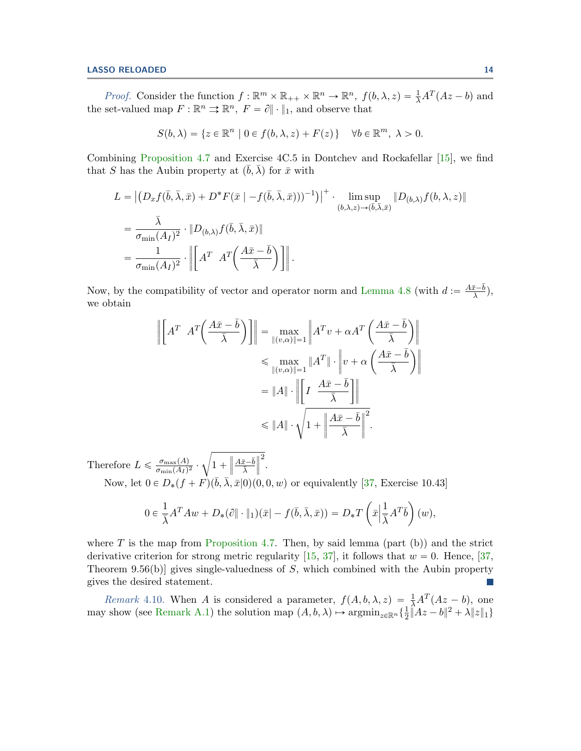*Proof.* Consider the function $f : \mathbb{R}^m \times \mathbb{R}_{++} \times \mathbb{R}^n \to \mathbb{R}^n,\ f(b, \lambda, z) = \frac{1}{\lambda} A^T(Az - b)$ and the set-valued map $F : \mathbb{R}^n \rightrightarrows \mathbb{R}^n,\ F = \partial \| \cdot \|_1$, and observe that

$$S(b, \lambda) = \{ z \in \mathbb{R}^n \mid 0 \in f(b, \lambda, z) + F(z) \} \quad \forall b \in \mathbb{R}^m,\ \lambda > 0.$$

Combining Proposition 4.7 and Exercise 4C.5 in Dontchev and Rockafellar [15], we find that $S$ has the Aubin property at $(\bar{b}, \bar{\lambda})$ for $\bar{x}$ with

$$\begin{aligned}
L &= \left| \left( D_x f(\bar{b}, \bar{\lambda}, \bar{x}) + D^* F(\bar{x} \mid -f(\bar{b}, \bar{\lambda}, \bar{x})) \right)^{-1} \right|^+ \cdot \limsup_{(b,\lambda,z) \to (\bar{b},\bar{\lambda},\bar{x})} \| D_{(b,\lambda)} f(b, \lambda, z) \| \\
&= \frac{\bar{\lambda}}{\sigma_{\min}(A_I)^2} \cdot \| D_{(b,\lambda)} f(\bar{b}, \bar{\lambda}, \bar{x}) \| \\
&= \frac{1}{\sigma_{\min}(A_I)^2} \cdot \left\| \begin{bmatrix} A^T & A^T \left( \frac{A\bar{x} - \bar{b}}{\bar{\lambda}} \right) \end{bmatrix} \right\|.
\end{aligned}$$

Now, by the compatibility of vector and operator norm and Lemma 4.8 (with $d := \frac{A\bar{x} - \bar{b}}{\lambda}$), we obtain

$$\begin{aligned}
\left\| \begin{bmatrix} A^T & A^T \left( \frac{A\bar{x} - \bar{b}}{\bar{\lambda}} \right) \end{bmatrix} \right\| &= \max_{\|(v,\alpha)\|=1} \left\| A^T v + \alpha A^T \left( \frac{A\bar{x} - \bar{b}}{\bar{\lambda}} \right) \right\| \\
&\leqslant \max_{\|(v,\alpha)\|=1} \| A^T \| \cdot \left\| v + \alpha \left( \frac{A\bar{x} - \bar{b}}{\bar{\lambda}} \right) \right\| \\
&= \| A \| \cdot \left\| \begin{bmatrix} I & \frac{A\bar{x} - \bar{b}}{\bar{\lambda}} \end{bmatrix} \right\| \\
&\leqslant \| A \| \cdot \sqrt{1 + \left\| \frac{A\bar{x} - \bar{b}}{\bar{\lambda}} \right\|^2}.
\end{aligned}$$

Therefore $L \leqslant \frac{\sigma_{\max}(A)}{\sigma_{\min}(A_I)^2} \cdot \sqrt{1 + \left\| \frac{A\bar{x} - \bar{b}}{\bar{\lambda}} \right\|^2}$.

Now, let $0 \in D_*(f + F)(\bar{b}, \bar{\lambda}, \bar{x} | 0)(0, 0, w)$ or equivalently [37, Exercise 10.43]

$$0 \in \frac{1}{\bar{\lambda}} A^T A w + D_*(\partial \| \cdot \|_1)(\bar{x} | -f(\bar{b}, \bar{\lambda}, \bar{x})) = D_* T \left( \bar{x} \Big| \frac{1}{\bar{\lambda}} A^T \bar{b} \right)(w),$$

where $T$ is the map from Proposition 4.7. Then, by said lemma (part (b)) and the strict derivative criterion for strong metric regularity [15, 37], it follows that $w = 0$. Hence, [37, Theorem 9.56(b)] gives single-valuedness of $S$, which combined with the Aubin property gives the desired statement. ■

*Remark* 4.10. When $A$ is considered a parameter, $f(A, b, \lambda, z) = \frac{1}{\lambda} A^T(Az - b)$, one may show (see Remark A.1) the solution map $(A, b, \lambda) \mapsto \operatorname{argmin}_{z \in \mathbb{R}^n} \{ \frac{1}{2} \| Az - b \|^2 + \lambda \| z \|_1 \}$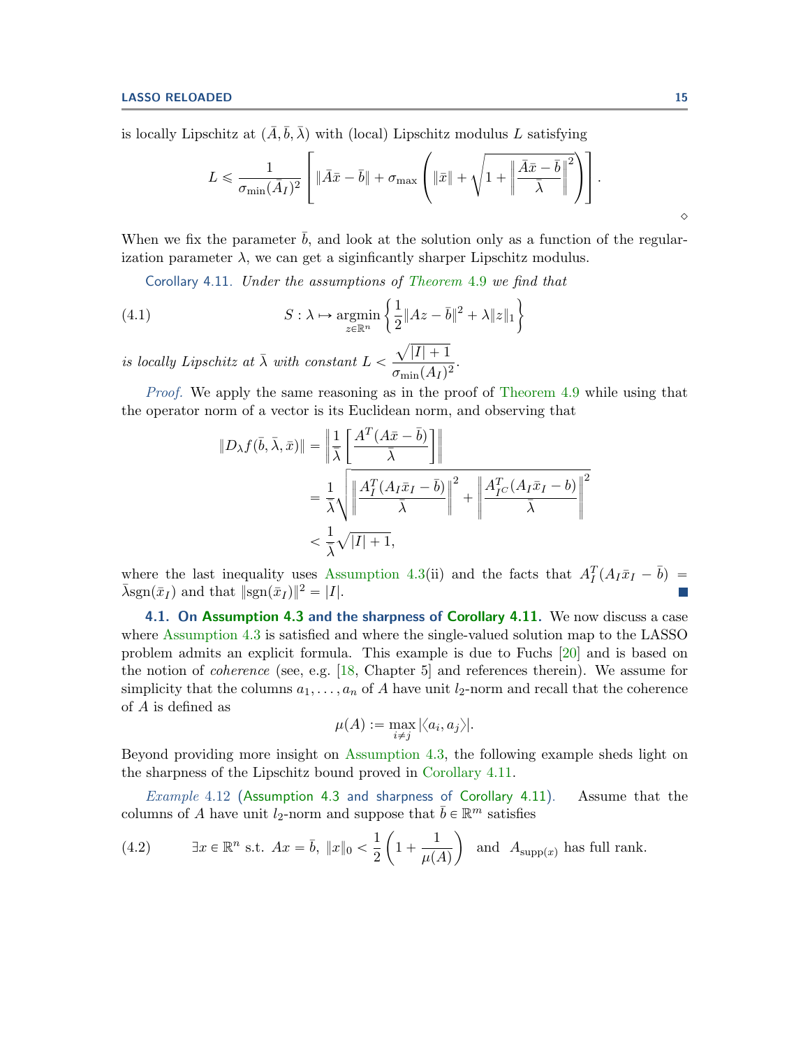is locally Lipschitz at $(\bar{A}, \bar{b}, \bar{\lambda})$ with (local) Lipschitz modulus $L$ satisfying

$$L \leqslant \frac{1}{\sigma_{\min}(\bar{A}_I)^2}\left[\|\bar{A}\bar{x} - \bar{b}\| + \sigma_{\max}\left(\|\bar{x}\| + \sqrt{1 + \left\|\frac{\bar{A}\bar{x} - \bar{b}}{\bar{\lambda}}\right\|^2}\right)\right].$$

$\diamond$

When we fix the parameter $\bar{b}$, and look at the solution only as a function of the regularization parameter $\lambda$, we can get a siginficantly sharper Lipschitz modulus.

Corollary 4.11. *Under the assumptions of Theorem 4.9 we find that*

$$S : \lambda \mapsto \underset{z \in \mathbb{R}^n}{\operatorname{argmin}} \left\{\frac{1}{2}\|Az - \bar{b}\|^2 + \lambda\|z\|_1\right\} \tag{4.1}$$

*is locally Lipschitz at $\bar{\lambda}$ with constant $L < \dfrac{\sqrt{|I|+1}}{\sigma_{\min}(A_I)^2}$.*

*Proof.* We apply the same reasoning as in the proof of Theorem 4.9 while using that the operator norm of a vector is its Euclidean norm, and observing that

$$\begin{aligned}
\|D_\lambda f(\bar{b}, \bar{\lambda}, \bar{x})\| &= \left\|\frac{1}{\bar{\lambda}}\left[\frac{A^T(A\bar{x} - \bar{b})}{\bar{\lambda}}\right]\right\| \\
&= \frac{1}{\bar{\lambda}}\sqrt{\left\|\frac{A_I^T(A_I\bar{x}_I - \bar{b})}{\bar{\lambda}}\right\|^2 + \left\|\frac{A_{I^C}^T(A_I\bar{x}_I - b)}{\bar{\lambda}}\right\|^2} \\
&< \frac{1}{\bar{\lambda}}\sqrt{|I|+1},
\end{aligned}$$

where the last inequality uses Assumption 4.3(ii) and the facts that $A_I^T(A_I\bar{x}_I - \bar{b}) = \bar{\lambda}\operatorname{sgn}(\bar{x}_I)$ and that $\|\operatorname{sgn}(\bar{x}_I)\|^2 = |I|$. ∎

**4.1. On Assumption 4.3 and the sharpness of Corollary 4.11.** We now discuss a case where Assumption 4.3 is satisfied and where the single-valued solution map to the LASSO problem admits an explicit formula. This example is due to Fuchs [20] and is based on the notion of *coherence* (see, e.g. [18, Chapter 5] and references therein). We assume for simplicity that the columns $a_1, \dots, a_n$ of $A$ have unit $l_2$-norm and recall that the coherence of $A$ is defined as

$$\mu(A) := \max_{i \neq j} |\langle a_i, a_j\rangle|.$$

Beyond providing more insight on Assumption 4.3, the following example sheds light on the sharpness of the Lipschitz bound proved in Corollary 4.11.

*Example* 4.12 (Assumption 4.3 and sharpness of Corollary 4.11). Assume that the columns of $A$ have unit $l_2$-norm and suppose that $\bar{b} \in \mathbb{R}^m$ satisfies

$$\exists x \in \mathbb{R}^n \text{ s.t. } Ax = \bar{b},\ \|x\|_0 < \frac{1}{2}\left(1 + \frac{1}{\mu(A)}\right) \quad \text{and} \quad A_{\operatorname{supp}(x)} \text{ has full rank.} \tag{4.2}$$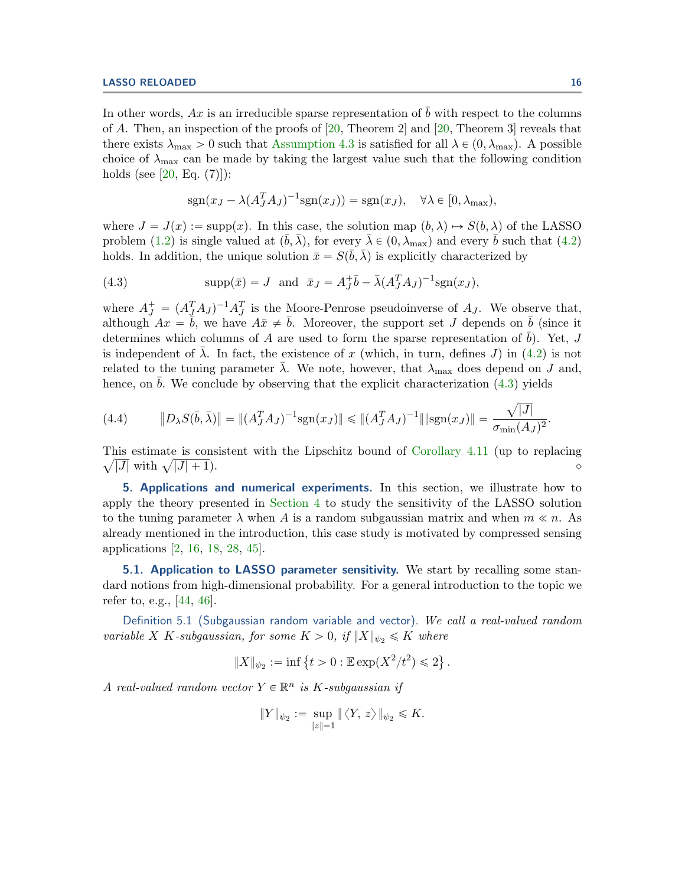In other words, $Ax$ is an irreducible sparse representation of $\bar{b}$ with respect to the columns of $A$. Then, an inspection of the proofs of [20, Theorem 2] and [20, Theorem 3] reveals that there exists $\lambda_{\max} > 0$ such that Assumption 4.3 is satisfied for all $\lambda \in (0, \lambda_{\max})$. A possible choice of $\lambda_{\max}$ can be made by taking the largest value such that the following condition holds (see [20, Eq. (7)]):

$$\operatorname{sgn}(x_J - \lambda(A_J^T A_J)^{-1}\operatorname{sgn}(x_J)) = \operatorname{sgn}(x_J), \quad \forall \lambda \in [0, \lambda_{\max}),$$

where $J = J(x) := \operatorname{supp}(x)$. In this case, the solution map $(b, \lambda) \mapsto S(b, \lambda)$ of the LASSO problem (1.2) is single valued at $(\bar{b}, \bar{\lambda})$, for every $\bar{\lambda} \in (0, \lambda_{\max})$ and every $\bar{b}$ such that (4.2) holds. In addition, the unique solution $\bar{x} = S(\bar{b}, \bar{\lambda})$ is explicitly characterized by

$$\operatorname{supp}(\bar{x}) = J \quad \text{and} \quad \bar{x}_J = A_J^+ \bar{b} - \bar{\lambda}(A_J^T A_J)^{-1}\operatorname{sgn}(x_J), \tag{4.3}$$

where $A_J^+ = (A_J^T A_J)^{-1} A_J^T$ is the Moore-Penrose pseudoinverse of $A_J$. We observe that, although $Ax = \bar{b}$, we have $A\bar{x} \neq \bar{b}$. Moreover, the support set $J$ depends on $\bar{b}$ (since it determines which columns of $A$ are used to form the sparse representation of $\bar{b}$). Yet, $J$ is independent of $\bar{\lambda}$. In fact, the existence of $x$ (which, in turn, defines $J$) in (4.2) is not related to the tuning parameter $\bar{\lambda}$. We note, however, that $\lambda_{\max}$ does depend on $J$ and, hence, on $\bar{b}$. We conclude by observing that the explicit characterization (4.3) yields

$$\|D_\lambda S(\bar{b}, \bar{\lambda})\| = \|(A_J^T A_J)^{-1}\operatorname{sgn}(x_J)\| \leqslant \|(A_J^T A_J)^{-1}\|\|\operatorname{sgn}(x_J)\| = \frac{\sqrt{|J|}}{\sigma_{\min}(A_J)^2}. \tag{4.4}$$

This estimate is consistent with the Lipschitz bound of Corollary 4.11 (up to replacing $\sqrt{|J|}$ with $\sqrt{|J|+1}$). ⋄

## 5. Applications and numerical experiments.

In this section, we illustrate how to apply the theory presented in Section 4 to study the sensitivity of the LASSO solution to the tuning parameter $\lambda$ when $A$ is a random subgaussian matrix and when $m \ll n$. As already mentioned in the introduction, this case study is motivated by compressed sensing applications [2, 16, 18, 28, 45].

### 5.1. Application to LASSO parameter sensitivity.

We start by recalling some standard notions from high-dimensional probability. For a general introduction to the topic we refer to, e.g., [44, 46].

Definition 5.1 (Subgaussian random variable and vector). *We call a real-valued random variable $X$ $K$-subgaussian, for some $K > 0$, if $\|X\|_{\psi_2} \leqslant K$ where*

$$\|X\|_{\psi_2} := \inf\left\{t > 0 : \mathbb{E}\exp(X^2/t^2) \leqslant 2\right\}.$$

*A real-valued random vector $Y \in \mathbb{R}^n$ is $K$-subgaussian if*

$$\|Y\|_{\psi_2} := \sup_{\|z\|=1} \|\langle Y, z\rangle\|_{\psi_2} \leqslant K.$$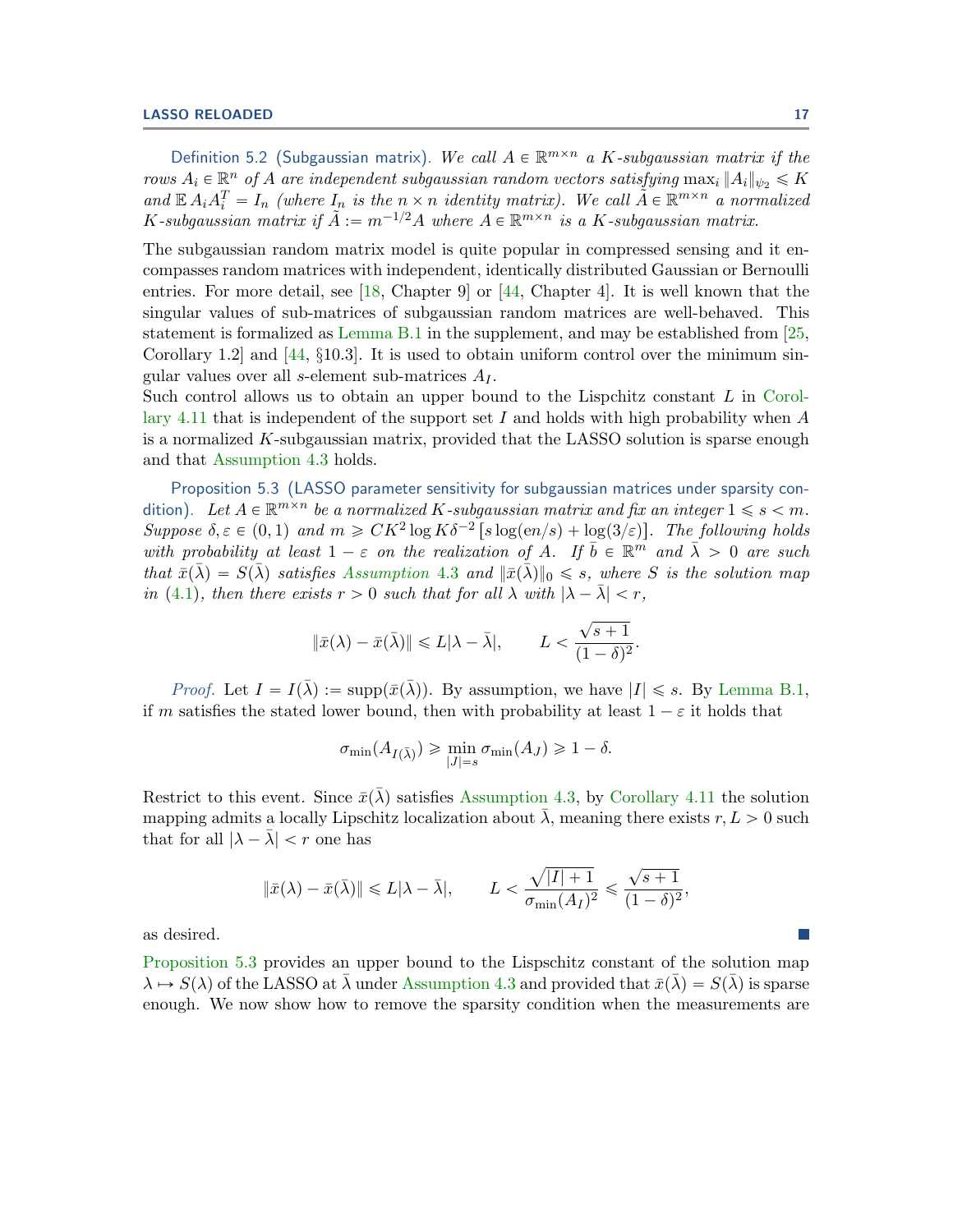Definition 5.2 (Subgaussian matrix). *We call $A \in \mathbb{R}^{m\times n}$ a $K$-subgaussian matrix if the rows $A_i \in \mathbb{R}^n$ of $A$ are independent subgaussian random vectors satisfying $\max_i \|A_i\|_{\psi_2} \leqslant K$ and $\mathbb{E}\, A_i A_i^T = I_n$ (where $I_n$ is the $n \times n$ identity matrix). We call $\tilde{A} \in \mathbb{R}^{m\times n}$ a normalized $K$-subgaussian matrix if $\tilde{A} := m^{-1/2}A$ where $A \in \mathbb{R}^{m\times n}$ is a $K$-subgaussian matrix.*

The subgaussian random matrix model is quite popular in compressed sensing and it encompasses random matrices with independent, identically distributed Gaussian or Bernoulli entries. For more detail, see [18, Chapter 9] or [44, Chapter 4]. It is well known that the singular values of sub-matrices of subgaussian random matrices are well-behaved. This statement is formalized as Lemma B.1 in the supplement, and may be established from [25, Corollary 1.2] and [44, §10.3]. It is used to obtain uniform control over the minimum singular values over all $s$-element sub-matrices $A_I$.
Such control allows us to obtain an upper bound to the Lispchitz constant $L$ in Corollary 4.11 that is independent of the support set $I$ and holds with high probability when $A$ is a normalized $K$-subgaussian matrix, provided that the LASSO solution is sparse enough and that Assumption 4.3 holds.

Proposition 5.3 (LASSO parameter sensitivity for subgaussian matrices under sparsity condition). *Let $A \in \mathbb{R}^{m\times n}$ be a normalized $K$-subgaussian matrix and fix an integer $1 \leqslant s < m$. Suppose $\delta, \varepsilon \in (0, 1)$ and $m \geqslant CK^2 \log K\delta^{-2}\left[s \log(en/s) + \log(3/\varepsilon)\right]$. The following holds with probability at least $1 - \varepsilon$ on the realization of $A$. If $\bar{b} \in \mathbb{R}^m$ and $\bar{\lambda} > 0$ are such that $\bar{x}(\bar{\lambda}) = S(\bar{\lambda})$ satisfies Assumption 4.3 and $\|\bar{x}(\bar{\lambda})\|_0 \leqslant s$, where $S$ is the solution map in (4.1), then there exists $r > 0$ such that for all $\lambda$ with $|\lambda - \bar{\lambda}| < r$,*

$$\|\bar{x}(\lambda) - \bar{x}(\bar{\lambda})\| \leqslant L|\lambda - \bar{\lambda}|, \qquad L < \frac{\sqrt{s+1}}{(1-\delta)^2}.$$

*Proof.* Let $I = I(\bar{\lambda}) := \operatorname{supp}(\bar{x}(\bar{\lambda}))$. By assumption, we have $|I| \leqslant s$. By Lemma B.1, if $m$ satisfies the stated lower bound, then with probability at least $1 - \varepsilon$ it holds that

$$\sigma_{\min}(A_{I(\bar{\lambda})}) \geqslant \min_{|J|=s} \sigma_{\min}(A_J) \geqslant 1 - \delta.$$

Restrict to this event. Since $\bar{x}(\bar{\lambda})$ satisfies Assumption 4.3, by Corollary 4.11 the solution mapping admits a locally Lipschitz localization about $\bar{\lambda}$, meaning there exists $r, L > 0$ such that for all $|\lambda - \bar{\lambda}| < r$ one has

$$\|\bar{x}(\lambda) - \bar{x}(\bar{\lambda})\| \leqslant L|\lambda - \bar{\lambda}|, \qquad L < \frac{\sqrt{|I|+1}}{\sigma_{\min}(A_I)^2} \leqslant \frac{\sqrt{s+1}}{(1-\delta)^2},$$

as desired. ∎

Proposition 5.3 provides an upper bound to the Lispschitz constant of the solution map $\lambda \mapsto S(\lambda)$ of the LASSO at $\bar{\lambda}$ under Assumption 4.3 and provided that $\bar{x}(\bar{\lambda}) = S(\bar{\lambda})$ is sparse enough. We now show how to remove the sparsity condition when the measurements are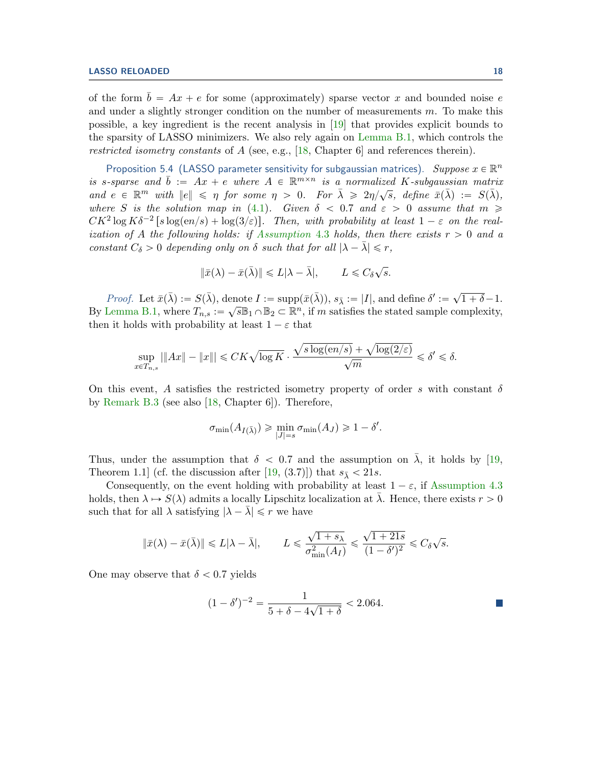of the form $\bar{b} = Ax + e$ for some (approximately) sparse vector $x$ and bounded noise $e$ and under a slightly stronger condition on the number of measurements $m$. To make this possible, a key ingredient is the recent analysis in [19] that provides explicit bounds to the sparsity of LASSO minimizers. We also rely again on Lemma B.1, which controls the *restricted isometry constants* of $A$ (see, e.g., [18, Chapter 6] and references therein).

**Proposition 5.4** (LASSO parameter sensitivity for subgaussian matrices). *Suppose $x \in \mathbb{R}^n$ is $s$-sparse and $\bar{b} := Ax + e$ where $A \in \mathbb{R}^{m\times n}$ is a normalized $K$-subgaussian matrix and $e \in \mathbb{R}^m$ with $\|e\| \leqslant \eta$ for some $\eta > 0$. For $\bar{\lambda} \geqslant 2\eta/\sqrt{s}$, define $\bar{x}(\bar{\lambda}) := S(\bar{\lambda})$, where $S$ is the solution map in (4.1). Given $\delta < 0.7$ and $\varepsilon > 0$ assume that $m \geqslant CK^2 \log K \delta^{-2} [s \log(en/s) + \log(3/\varepsilon)]$. Then, with probability at least $1 - \varepsilon$ on the realization of $A$ the following holds: if Assumption 4.3 holds, then there exists $r > 0$ and a constant $C_\delta > 0$ depending only on $\delta$ such that for all $|\lambda - \bar{\lambda}| \leqslant r$,*

$$\|\bar{x}(\lambda) - \bar{x}(\bar{\lambda})\| \leqslant L|\lambda - \bar{\lambda}|, \qquad L \leqslant C_\delta \sqrt{s}.$$

*Proof.* Let $\bar{x}(\bar{\lambda}) := S(\bar{\lambda})$, denote $I := \operatorname{supp}(\bar{x}(\bar{\lambda}))$, $s_{\bar{\lambda}} := |I|$, and define $\delta' := \sqrt{1+\delta} - 1$. By Lemma B.1, where $T_{n,s} := \sqrt{s}\mathbb{B}_1 \cap \mathbb{B}_2 \subset \mathbb{R}^n$, if $m$ satisfies the stated sample complexity, then it holds with probability at least $1 - \varepsilon$ that

$$\sup_{x \in T_{n,s}} |\|Ax\| - \|x\|| \leqslant CK\sqrt{\log K} \cdot \frac{\sqrt{s \log(en/s)} + \sqrt{\log(2/\varepsilon)}}{\sqrt{m}} \leqslant \delta' \leqslant \delta.$$

On this event, $A$ satisfies the restricted isometry property of order $s$ with constant $\delta$ by Remark B.3 (see also [18, Chapter 6]). Therefore,

$$\sigma_{\min}(A_{I(\bar{\lambda})}) \geqslant \min_{|J|=s} \sigma_{\min}(A_J) \geqslant 1 - \delta'.$$

Thus, under the assumption that $\delta < 0.7$ and the assumption on $\bar{\lambda}$, it holds by [19, Theorem 1.1] (cf. the discussion after [19, (3.7)]) that $s_{\bar{\lambda}} < 21s$.

Consequently, on the event holding with probability at least $1 - \varepsilon$, if Assumption 4.3 holds, then $\lambda \mapsto S(\lambda)$ admits a locally Lipschitz localization at $\bar{\lambda}$. Hence, there exists $r > 0$ such that for all $\lambda$ satisfying $|\lambda - \bar{\lambda}| \leqslant r$ we have

$$\|\bar{x}(\lambda) - \bar{x}(\bar{\lambda})\| \leqslant L|\lambda - \bar{\lambda}|, \qquad L \leqslant \frac{\sqrt{1 + s_\lambda}}{\sigma^2_{\min}(A_I)} \leqslant \frac{\sqrt{1 + 21s}}{(1 - \delta')^2} \leqslant C_\delta \sqrt{s}.$$

One may observe that $\delta < 0.7$ yields

$$(1 - \delta')^{-2} = \frac{1}{5 + \delta - 4\sqrt{1+\delta}} < 2.064.$$

■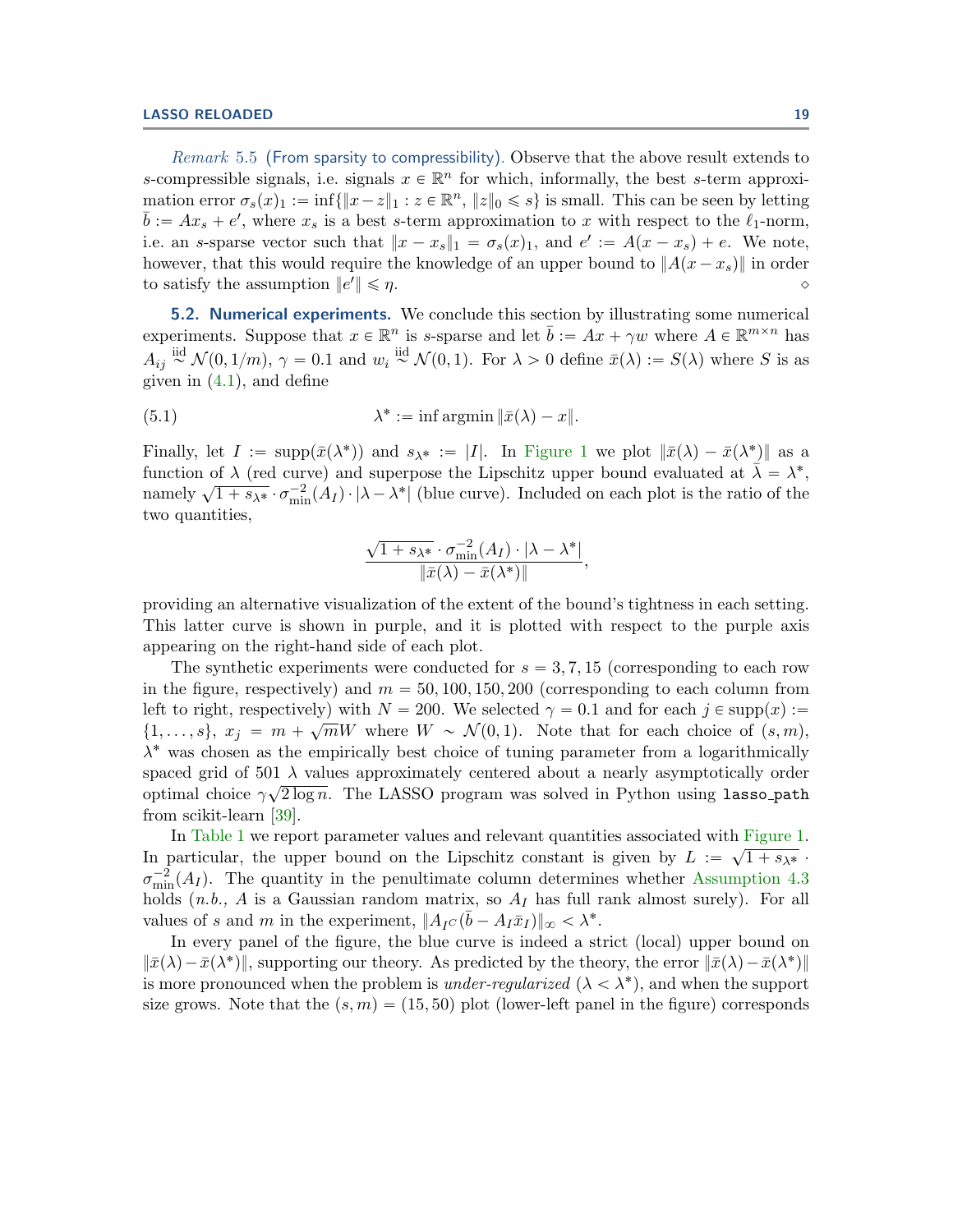*Remark* 5.5 (From sparsity to compressibility). Observe that the above result extends to $s$-compressible signals, i.e. signals $x \in \mathbb{R}^n$ for which, informally, the best $s$-term approximation error $\sigma_s(x)_1 := \inf\{\|x - z\|_1 : z \in \mathbb{R}^n, \|z\|_0 \leqslant s\}$ is small. This can be seen by letting $\bar{b} := Ax_s + e'$, where $x_s$ is a best $s$-term approximation to $x$ with respect to the $\ell_1$-norm, i.e. an $s$-sparse vector such that $\|x - x_s\|_1 = \sigma_s(x)_1$, and $e' := A(x - x_s) + e$. We note, however, that this would require the knowledge of an upper bound to $\|A(x - x_s)\|$ in order to satisfy the assumption $\|e'\| \leqslant \eta$. ⋄

## 5.2. Numerical experiments.

We conclude this section by illustrating some numerical experiments. Suppose that $x \in \mathbb{R}^n$ is $s$-sparse and let $\bar{b} := Ax + \gamma w$ where $A \in \mathbb{R}^{m \times n}$ has $A_{ij} \overset{\text{iid}}{\sim} \mathcal{N}(0, 1/m)$, $\gamma = 0.1$ and $w_i \overset{\text{iid}}{\sim} \mathcal{N}(0, 1)$. For $\lambda > 0$ define $\bar{x}(\lambda) := S(\lambda)$ where $S$ is as given in (4.1), and define

$$\lambda^* := \inf \operatorname{argmin} \|\bar{x}(\lambda) - x\|. \tag{5.1}$$

Finally, let $I := \operatorname{supp}(\bar{x}(\lambda^*))$ and $s_{\lambda^*} := |I|$. In Figure 1 we plot $\|\bar{x}(\lambda) - \bar{x}(\lambda^*)\|$ as a function of $\lambda$ (red curve) and superpose the Lipschitz upper bound evaluated at $\bar{\lambda} = \lambda^*$, namely $\sqrt{1 + s_{\lambda^*}} \cdot \sigma_{\min}^{-2}(A_I) \cdot |\lambda - \lambda^*|$ (blue curve). Included on each plot is the ratio of the two quantities,

$$\frac{\sqrt{1 + s_{\lambda^*}} \cdot \sigma_{\min}^{-2}(A_I) \cdot |\lambda - \lambda^*|}{\|\bar{x}(\lambda) - \bar{x}(\lambda^*)\|},$$

providing an alternative visualization of the extent of the bound's tightness in each setting. This latter curve is shown in purple, and it is plotted with respect to the purple axis appearing on the right-hand side of each plot.

The synthetic experiments were conducted for $s = 3, 7, 15$ (corresponding to each row in the figure, respectively) and $m = 50, 100, 150, 200$ (corresponding to each column from left to right, respectively) with $N = 200$. We selected $\gamma = 0.1$ and for each $j \in \operatorname{supp}(x) := \{1, \ldots, s\}$, $x_j = m + \sqrt{m}W$ where $W \sim \mathcal{N}(0, 1)$. Note that for each choice of $(s, m)$, $\lambda^*$ was chosen as the empirically best choice of tuning parameter from a logarithmically spaced grid of 501 $\lambda$ values approximately centered about a nearly asymptotically order optimal choice $\gamma\sqrt{2 \log n}$. The LASSO program was solved in Python using `lasso_path` from scikit-learn [39].

In Table 1 we report parameter values and relevant quantities associated with Figure 1. In particular, the upper bound on the Lipschitz constant is given by $L := \sqrt{1 + s_{\lambda^*}} \cdot \sigma_{\min}^{-2}(A_I)$. The quantity in the penultimate column determines whether Assumption 4.3 holds (*n.b.,* $A$ is a Gaussian random matrix, so $A_I$ has full rank almost surely). For all values of $s$ and $m$ in the experiment, $\|A_{I^C}(\bar{b} - A_I\bar{x}_I)\|_\infty < \lambda^*$.

In every panel of the figure, the blue curve is indeed a strict (local) upper bound on $\|\bar{x}(\lambda) - \bar{x}(\lambda^*)\|$, supporting our theory. As predicted by the theory, the error $\|\bar{x}(\lambda) - \bar{x}(\lambda^*)\|$ is more pronounced when the problem is *under-regularized* ($\lambda < \lambda^*$), and when the support size grows. Note that the $(s, m) = (15, 50)$ plot (lower-left panel in the figure) corresponds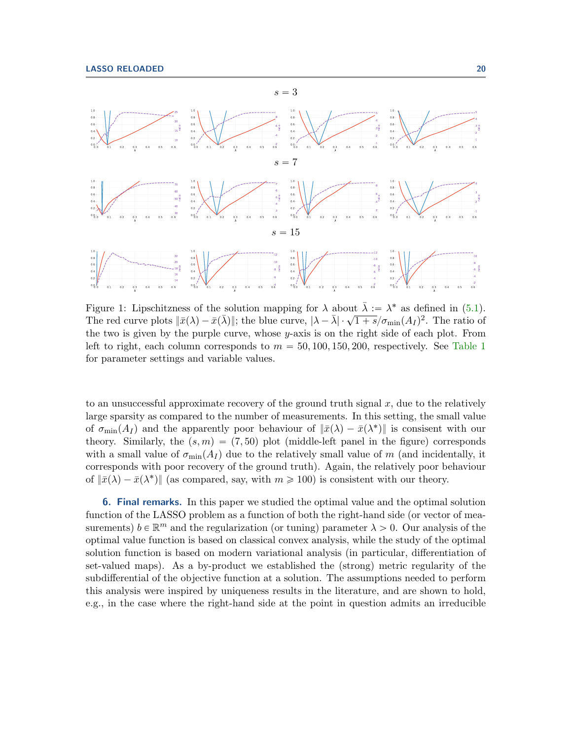$s = 3$

$s = 7$

$s = 15$

Figure 1: Lipschitzness of the solution mapping for $\lambda$ about $\bar{\lambda} := \lambda^*$ as defined in (5.1). The red curve plots $\|\bar{x}(\lambda) - \bar{x}(\bar{\lambda})\|$; the blue curve, $|\lambda - \bar{\lambda}| \cdot \sqrt{1+s}/\sigma_{\min}(A_I)^2$. The ratio of the two is given by the purple curve, whose $y$-axis is on the right side of each plot. From left to right, each column corresponds to $m = 50, 100, 150, 200$, respectively. See Table 1 for parameter settings and variable values.

to an unsuccessful approximate recovery of the ground truth signal $x$, due to the relatively large sparsity as compared to the number of measurements. In this setting, the small value of $\sigma_{\min}(A_I)$ and the apparently poor behaviour of $\|\bar{x}(\lambda) - \bar{x}(\lambda^*)\|$ is consisent with our theory. Similarly, the $(s, m) = (7, 50)$ plot (middle-left panel in the figure) corresponds with a small value of $\sigma_{\min}(A_I)$ due to the relatively small value of $m$ (and incidentally, it corresponds with poor recovery of the ground truth). Again, the relatively poor behaviour of $\|\bar{x}(\lambda) - \bar{x}(\lambda^*)\|$ (as compared, say, with $m \geqslant 100$) is consistent with our theory.

## 6. Final remarks.

In this paper we studied the optimal value and the optimal solution function of the LASSO problem as a function of both the right-hand side (or vector of measurements) $b \in \mathbb{R}^m$ and the regularization (or tuning) parameter $\lambda > 0$. Our analysis of the optimal value function is based on classical convex analysis, while the study of the optimal solution function is based on modern variational analysis (in particular, differentiation of set-valued maps). As a by-product we established the (strong) metric regularity of the subdifferential of the objective function at a solution. The assumptions needed to perform this analysis were inspired by uniqueness results in the literature, and are shown to hold, e.g., in the case where the right-hand side at the point in question admits an irreducible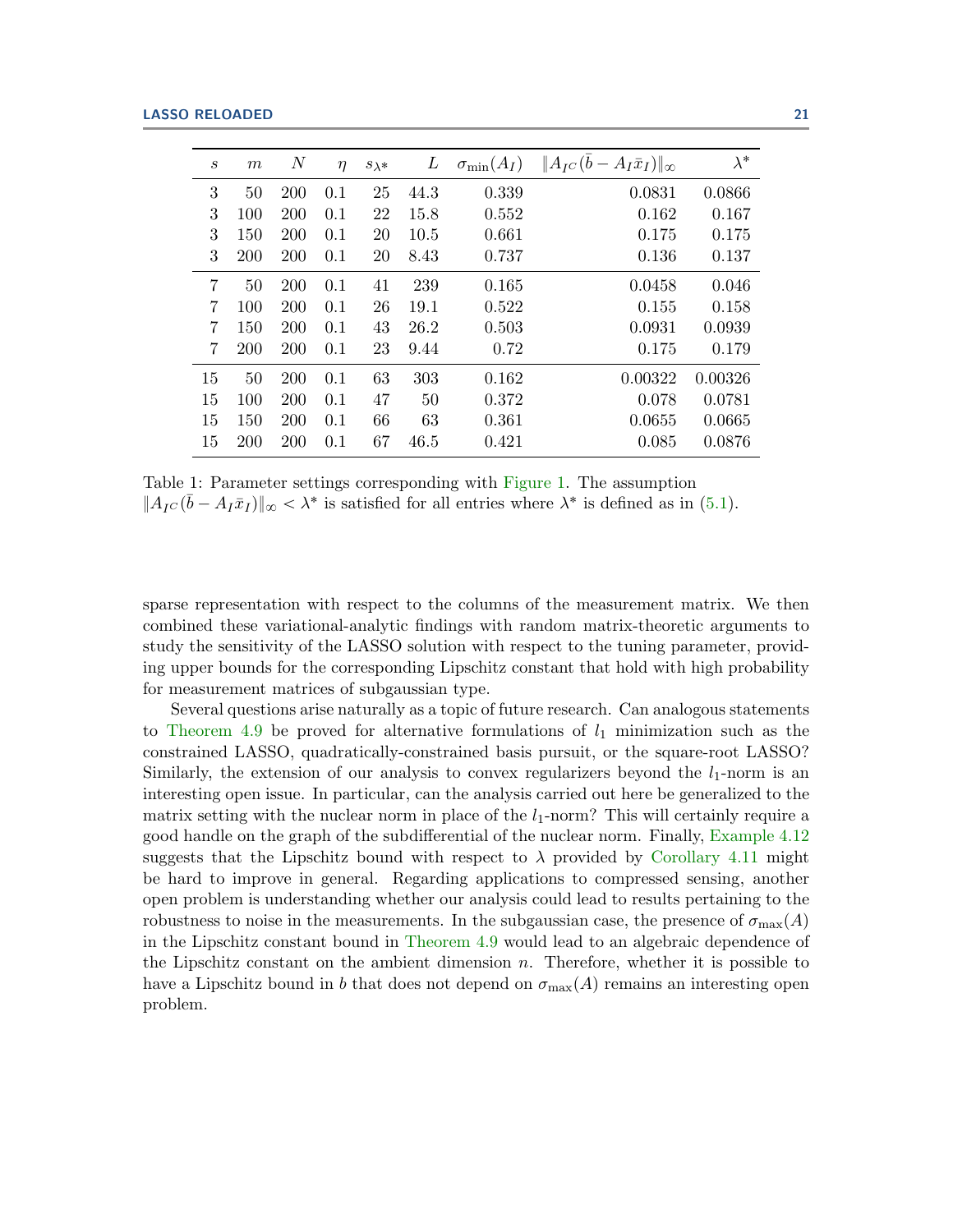| $s$ | $m$ | $N$ | $\eta$ | $s_{\lambda^*}$ | $L$ | $\sigma_{\min}(A_I)$ | $\Vert A_{I^C}(\bar{b} - A_I\bar{x}_I)\Vert_\infty$ | $\lambda^*$ |
|---|---|---|---|---|---|---|---|---|
| 3 | 50 | 200 | 0.1 | 25 | 44.3 | 0.339 | 0.0831 | 0.0866 |
| 3 | 100 | 200 | 0.1 | 22 | 15.8 | 0.552 | 0.162 | 0.167 |
| 3 | 150 | 200 | 0.1 | 20 | 10.5 | 0.661 | 0.175 | 0.175 |
| 3 | 200 | 200 | 0.1 | 20 | 8.43 | 0.737 | 0.136 | 0.137 |
| 7 | 50 | 200 | 0.1 | 41 | 239 | 0.165 | 0.0458 | 0.046 |
| 7 | 100 | 200 | 0.1 | 26 | 19.1 | 0.522 | 0.155 | 0.158 |
| 7 | 150 | 200 | 0.1 | 43 | 26.2 | 0.503 | 0.0931 | 0.0939 |
| 7 | 200 | 200 | 0.1 | 23 | 9.44 | 0.72 | 0.175 | 0.179 |
| 15 | 50 | 200 | 0.1 | 63 | 303 | 0.162 | 0.00322 | 0.00326 |
| 15 | 100 | 200 | 0.1 | 47 | 50 | 0.372 | 0.078 | 0.0781 |
| 15 | 150 | 200 | 0.1 | 66 | 63 | 0.361 | 0.0655 | 0.0665 |
| 15 | 200 | 200 | 0.1 | 67 | 46.5 | 0.421 | 0.085 | 0.0876 |

Table 1: Parameter settings corresponding with Figure 1. The assumption $\Vert A_{I^C}(\bar{b} - A_I\bar{x}_I)\Vert_\infty < \lambda^*$ is satisfied for all entries where $\lambda^*$ is defined as in (5.1).

sparse representation with respect to the columns of the measurement matrix. We then combined these variational-analytic findings with random matrix-theoretic arguments to study the sensitivity of the LASSO solution with respect to the tuning parameter, providing upper bounds for the corresponding Lipschitz constant that hold with high probability for measurement matrices of subgaussian type.

Several questions arise naturally as a topic of future research. Can analogous statements to Theorem 4.9 be proved for alternative formulations of $l_1$ minimization such as the constrained LASSO, quadratically-constrained basis pursuit, or the square-root LASSO? Similarly, the extension of our analysis to convex regularizers beyond the $l_1$-norm is an interesting open issue. In particular, can the analysis carried out here be generalized to the matrix setting with the nuclear norm in place of the $l_1$-norm? This will certainly require a good handle on the graph of the subdifferential of the nuclear norm. Finally, Example 4.12 suggests that the Lipschitz bound with respect to $\lambda$ provided by Corollary 4.11 might be hard to improve in general. Regarding applications to compressed sensing, another open problem is understanding whether our analysis could lead to results pertaining to the robustness to noise in the measurements. In the subgaussian case, the presence of $\sigma_{\max}(A)$ in the Lipschitz constant bound in Theorem 4.9 would lead to an algebraic dependence of the Lipschitz constant on the ambient dimension $n$. Therefore, whether it is possible to have a Lipschitz bound in $b$ that does not depend on $\sigma_{\max}(A)$ remains an interesting open problem.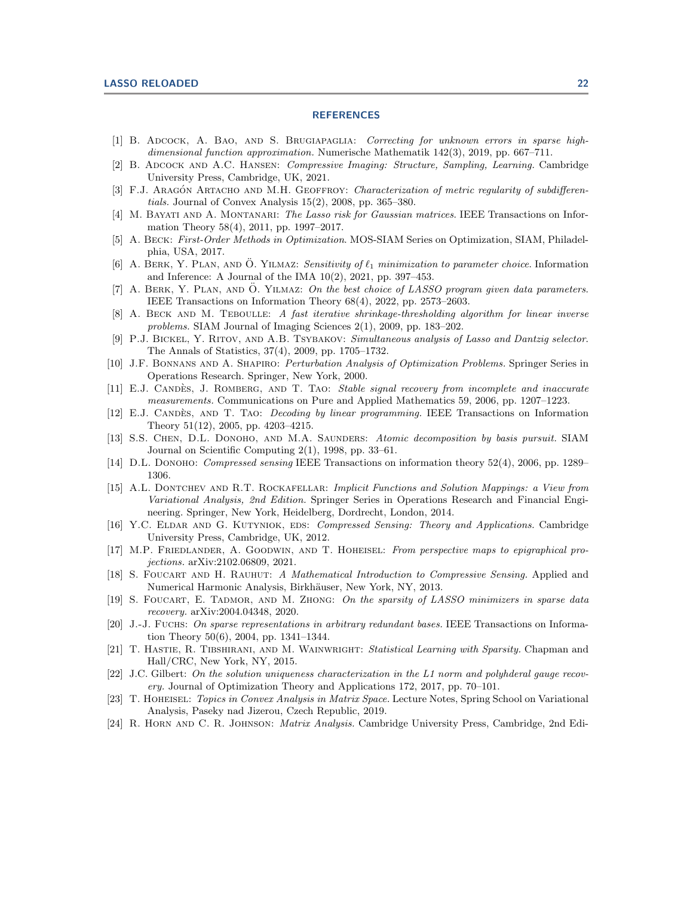## REFERENCES

[1] B. Adcock, A. Bao, and S. Brugiapaglia: *Correcting for unknown errors in sparse high-dimensional function approximation.* Numerische Mathematik 142(3), 2019, pp. 667–711.

[2] B. Adcock and A.C. Hansen: *Compressive Imaging: Structure, Sampling, Learning.* Cambridge University Press, Cambridge, UK, 2021.

[3] F.J. Aragón Artacho and M.H. Geoffroy: *Characterization of metric regularity of subdifferentials.* Journal of Convex Analysis 15(2), 2008, pp. 365–380.

[4] M. Bayati and A. Montanari: *The Lasso risk for Gaussian matrices.* IEEE Transactions on Information Theory 58(4), 2011, pp. 1997–2017.

[5] A. Beck: *First-Order Methods in Optimization.* MOS-SIAM Series on Optimization, SIAM, Philadelphia, USA, 2017.

[6] A. Berk, Y. Plan, and Ö. Yilmaz: *Sensitivity of $\ell_1$ minimization to parameter choice.* Information and Inference: A Journal of the IMA 10(2), 2021, pp. 397–453.

[7] A. Berk, Y. Plan, and Ö. Yilmaz: *On the best choice of LASSO program given data parameters.* IEEE Transactions on Information Theory 68(4), 2022, pp. 2573–2603.

[8] A. Beck and M. Teboulle: *A fast iterative shrinkage-thresholding algorithm for linear inverse problems.* SIAM Journal of Imaging Sciences 2(1), 2009, pp. 183–202.

[9] P.J. Bickel, Y. Ritov, and A.B. Tsybakov: *Simultaneous analysis of Lasso and Dantzig selector.* The Annals of Statistics, 37(4), 2009, pp. 1705–1732.

[10] J.F. Bonnans and A. Shapiro: *Perturbation Analysis of Optimization Problems.* Springer Series in Operations Research. Springer, New York, 2000.

[11] E.J. Candès, J. Romberg, and T. Tao: *Stable signal recovery from incomplete and inaccurate measurements.* Communications on Pure and Applied Mathematics 59, 2006, pp. 1207–1223.

[12] E.J. Candès, and T. Tao: *Decoding by linear programming.* IEEE Transactions on Information Theory 51(12), 2005, pp. 4203–4215.

[13] S.S. Chen, D.L. Donoho, and M.A. Saunders: *Atomic decomposition by basis pursuit.* SIAM Journal on Scientific Computing 2(1), 1998, pp. 33–61.

[14] D.L. Donoho: *Compressed sensing* IEEE Transactions on information theory 52(4), 2006, pp. 1289–1306.

[15] A.L. Dontchev and R.T. Rockafellar: *Implicit Functions and Solution Mappings: a View from Variational Analysis, 2nd Edition.* Springer Series in Operations Research and Financial Engineering. Springer, New York, Heidelberg, Dordrecht, London, 2014.

[16] Y.C. Eldar and G. Kutyniok, eds: *Compressed Sensing: Theory and Applications.* Cambridge University Press, Cambridge, UK, 2012.

[17] M.P. Friedlander, A. Goodwin, and T. Hoheisel: *From perspective maps to epigraphical projections.* arXiv:2102.06809, 2021.

[18] S. Foucart and H. Rauhut: *A Mathematical Introduction to Compressive Sensing.* Applied and Numerical Harmonic Analysis, Birkhäuser, New York, NY, 2013.

[19] S. Foucart, E. Tadmor, and M. Zhong: *On the sparsity of LASSO minimizers in sparse data recovery.* arXiv:2004.04348, 2020.

[20] J.-J. Fuchs: *On sparse representations in arbitrary redundant bases.* IEEE Transactions on Information Theory 50(6), 2004, pp. 1341–1344.

[21] T. Hastie, R. Tibshirani, and M. Wainwright: *Statistical Learning with Sparsity.* Chapman and Hall/CRC, New York, NY, 2015.

[22] J.C. Gilbert: *On the solution uniqueness characterization in the L1 norm and polyhderal gauge recovery.* Journal of Optimization Theory and Applications 172, 2017, pp. 70–101.

[23] T. Hoheisel: *Topics in Convex Analysis in Matrix Space.* Lecture Notes, Spring School on Variational Analysis, Paseky nad Jizerou, Czech Republic, 2019.

[24] R. Horn and C. R. Johnson: *Matrix Analysis.* Cambridge University Press, Cambridge, 2nd Edi-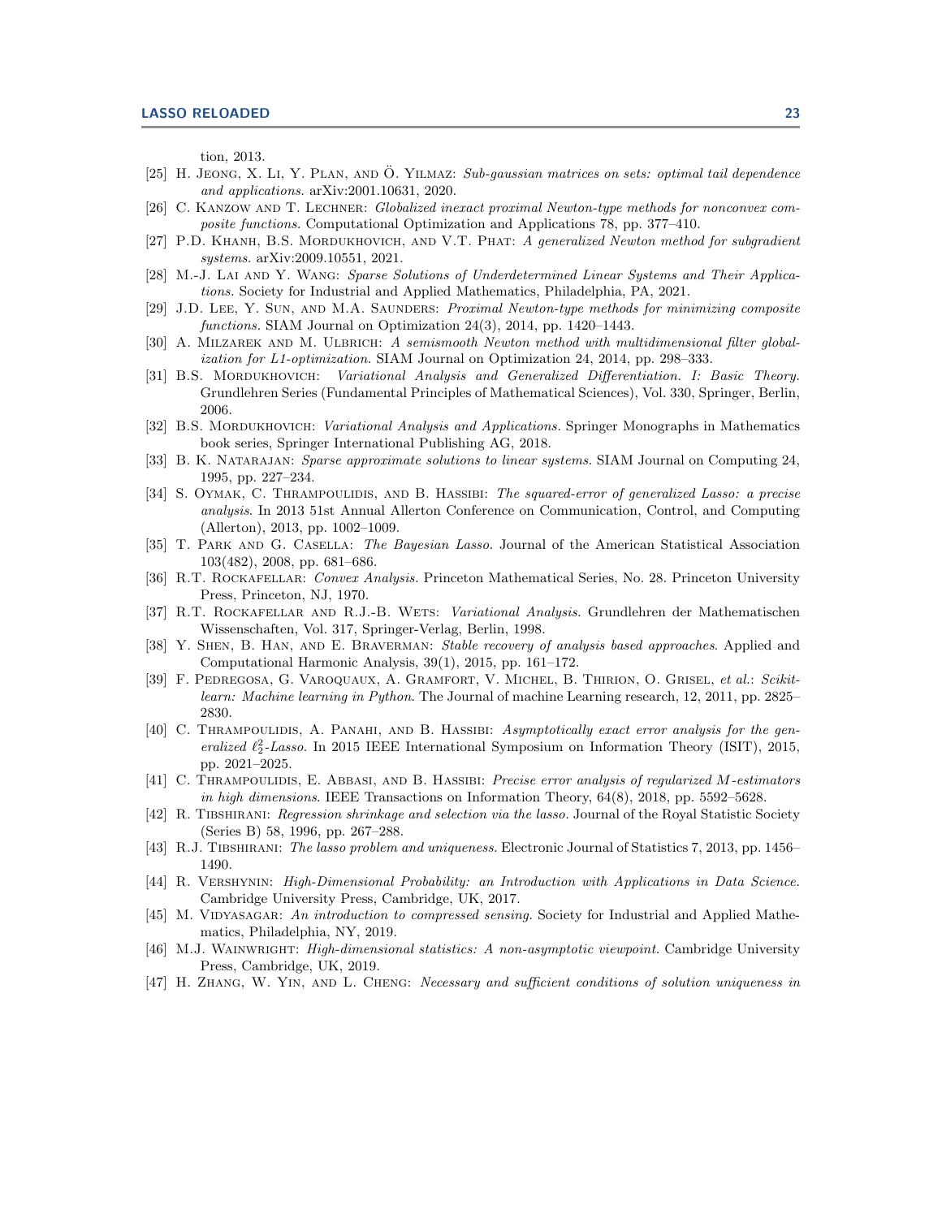tion, 2013.

[25] H. Jeong, X. Li, Y. Plan, and Ö. Yilmaz: *Sub-gaussian matrices on sets: optimal tail dependence and applications.* arXiv:2001.10631, 2020.

[26] C. Kanzow and T. Lechner: *Globalized inexact proximal Newton-type methods for nonconvex composite functions.* Computational Optimization and Applications 78, pp. 377–410.

[27] P.D. Khanh, B.S. Mordukhovich, and V.T. Phat: *A generalized Newton method for subgradient systems.* arXiv:2009.10551, 2021.

[28] M.-J. Lai and Y. Wang: *Sparse Solutions of Underdetermined Linear Systems and Their Applications.* Society for Industrial and Applied Mathematics, Philadelphia, PA, 2021.

[29] J.D. Lee, Y. Sun, and M.A. Saunders: *Proximal Newton-type methods for minimizing composite functions.* SIAM Journal on Optimization 24(3), 2014, pp. 1420–1443.

[30] A. Milzarek and M. Ulbrich: *A semismooth Newton method with multidimensional filter globalization for L1-optimization.* SIAM Journal on Optimization 24, 2014, pp. 298–333.

[31] B.S. Mordukhovich: *Variational Analysis and Generalized Differentiation. I: Basic Theory.* Grundlehren Series (Fundamental Principles of Mathematical Sciences), Vol. 330, Springer, Berlin, 2006.

[32] B.S. Mordukhovich: *Variational Analysis and Applications.* Springer Monographs in Mathematics book series, Springer International Publishing AG, 2018.

[33] B. K. Natarajan: *Sparse approximate solutions to linear systems.* SIAM Journal on Computing 24, 1995, pp. 227–234.

[34] S. Oymak, C. Thrampoulidis, and B. Hassibi: *The squared-error of generalized Lasso: a precise analysis*. In 2013 51st Annual Allerton Conference on Communication, Control, and Computing (Allerton), 2013, pp. 1002–1009.

[35] T. Park and G. Casella: *The Bayesian Lasso.* Journal of the American Statistical Association 103(482), 2008, pp. 681–686.

[36] R.T. Rockafellar: *Convex Analysis.* Princeton Mathematical Series, No. 28. Princeton University Press, Princeton, NJ, 1970.

[37] R.T. Rockafellar and R.J.-B. Wets: *Variational Analysis.* Grundlehren der Mathematischen Wissenschaften, Vol. 317, Springer-Verlag, Berlin, 1998.

[38] Y. Shen, B. Han, and E. Braverman: *Stable recovery of analysis based approaches*. Applied and Computational Harmonic Analysis, 39(1), 2015, pp. 161–172.

[39] F. Pedregosa, G. Varoquaux, A. Gramfort, V. Michel, B. Thirion, O. Grisel, *et al.*: *Scikit-learn: Machine learning in Python*. The Journal of machine Learning research, 12, 2011, pp. 2825–2830.

[40] C. Thrampoulidis, A. Panahi, and B. Hassibi: *Asymptotically exact error analysis for the generalized $\ell_2^2$-Lasso*. In 2015 IEEE International Symposium on Information Theory (ISIT), 2015, pp. 2021–2025.

[41] C. Thrampoulidis, E. Abbasi, and B. Hassibi: *Precise error analysis of regularized $M$-estimators in high dimensions*. IEEE Transactions on Information Theory, 64(8), 2018, pp. 5592–5628.

[42] R. Tibshirani: *Regression shrinkage and selection via the lasso.* Journal of the Royal Statistic Society (Series B) 58, 1996, pp. 267–288.

[43] R.J. Tibshirani: *The lasso problem and uniqueness.* Electronic Journal of Statistics 7, 2013, pp. 1456–1490.

[44] R. Vershynin: *High-Dimensional Probability: an Introduction with Applications in Data Science.* Cambridge University Press, Cambridge, UK, 2017.

[45] M. Vidyasagar: *An introduction to compressed sensing.* Society for Industrial and Applied Mathematics, Philadelphia, NY, 2019.

[46] M.J. Wainwright: *High-dimensional statistics: A non-asymptotic viewpoint.* Cambridge University Press, Cambridge, UK, 2019.

[47] H. Zhang, W. Yin, and L. Cheng: *Necessary and sufficient conditions of solution uniqueness in*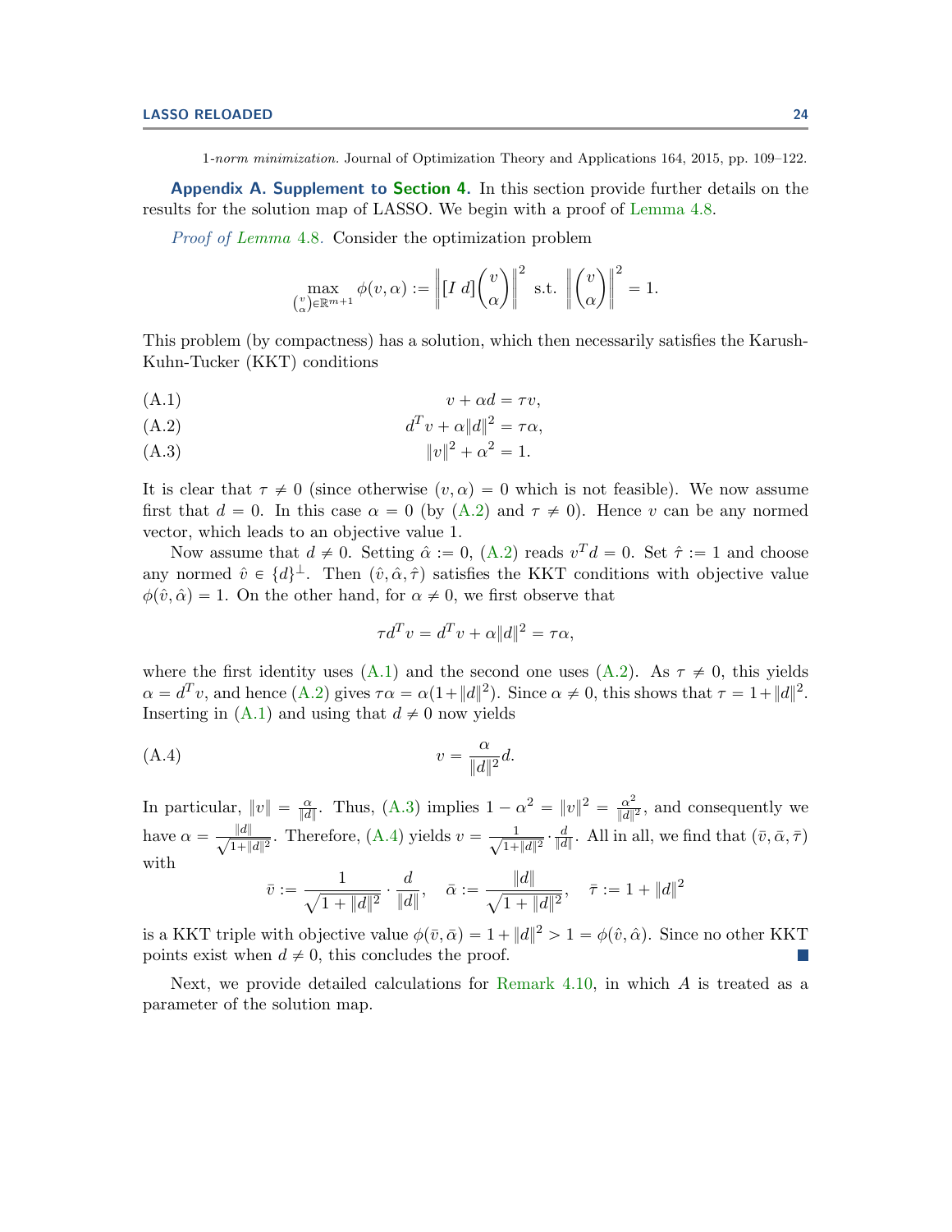1*-norm minimization.* Journal of Optimization Theory and Applications 164, 2015, pp. 109–122.

## Appendix A. Supplement to Section 4.

In this section provide further details on the results for the solution map of LASSO. We begin with a proof of Lemma 4.8.

*Proof of Lemma 4.8.* Consider the optimization problem

$$\max_{\binom{v}{\alpha}\in\mathbb{R}^{m+1}} \phi(v,\alpha) := \left\| [I\ d]\binom{v}{\alpha} \right\|^2 \ \text{ s.t. } \left\| \binom{v}{\alpha} \right\|^2 = 1.$$

This problem (by compactness) has a solution, which then necessarily satisfies the Karush-Kuhn-Tucker (KKT) conditions

$$v + \alpha d = \tau v, \tag{A.1}$$

$$d^T v + \alpha \|d\|^2 = \tau\alpha, \tag{A.2}$$

$$\|v\|^2 + \alpha^2 = 1. \tag{A.3}$$

It is clear that $\tau \neq 0$ (since otherwise $(v,\alpha) = 0$ which is not feasible). We now assume first that $d = 0$. In this case $\alpha = 0$ (by (A.2) and $\tau \neq 0$). Hence $v$ can be any normed vector, which leads to an objective value 1.

Now assume that $d \neq 0$. Setting $\hat{\alpha} := 0$, (A.2) reads $v^T d = 0$. Set $\hat{\tau} := 1$ and choose any normed $\hat{v} \in \{d\}^{\perp}$. Then $(\hat{v}, \hat{\alpha}, \hat{\tau})$ satisfies the KKT conditions with objective value $\phi(\hat{v}, \hat{\alpha}) = 1$. On the other hand, for $\alpha \neq 0$, we first observe that

$$\tau d^T v = d^T v + \alpha\|d\|^2 = \tau\alpha,$$

where the first identity uses (A.1) and the second one uses (A.2). As $\tau \neq 0$, this yields $\alpha = d^T v$, and hence (A.2) gives $\tau\alpha = \alpha(1+\|d\|^2)$. Since $\alpha \neq 0$, this shows that $\tau = 1+\|d\|^2$. Inserting in (A.1) and using that $d \neq 0$ now yields

$$v = \frac{\alpha}{\|d\|^2} d. \tag{A.4}$$

In particular, $\|v\| = \frac{\alpha}{\|d\|}$. Thus, (A.3) implies $1 - \alpha^2 = \|v\|^2 = \frac{\alpha^2}{\|d\|^2}$, and consequently we have $\alpha = \frac{\|d\|}{\sqrt{1+\|d\|^2}}$. Therefore, (A.4) yields $v = \frac{1}{\sqrt{1+\|d\|^2}} \cdot \frac{d}{\|d\|}$. All in all, we find that $(\bar{v}, \bar{\alpha}, \bar{\tau})$ with

$$\bar{v} := \frac{1}{\sqrt{1+\|d\|^2}} \cdot \frac{d}{\|d\|}, \quad \bar{\alpha} := \frac{\|d\|}{\sqrt{1+\|d\|^2}}, \quad \bar{\tau} := 1 + \|d\|^2$$

is a KKT triple with objective value $\phi(\bar{v}, \bar{\alpha}) = 1 + \|d\|^2 > 1 = \phi(\hat{v}, \hat{\alpha})$. Since no other KKT points exist when $d \neq 0$, this concludes the proof. ∎

Next, we provide detailed calculations for Remark 4.10, in which $A$ is treated as a parameter of the solution map.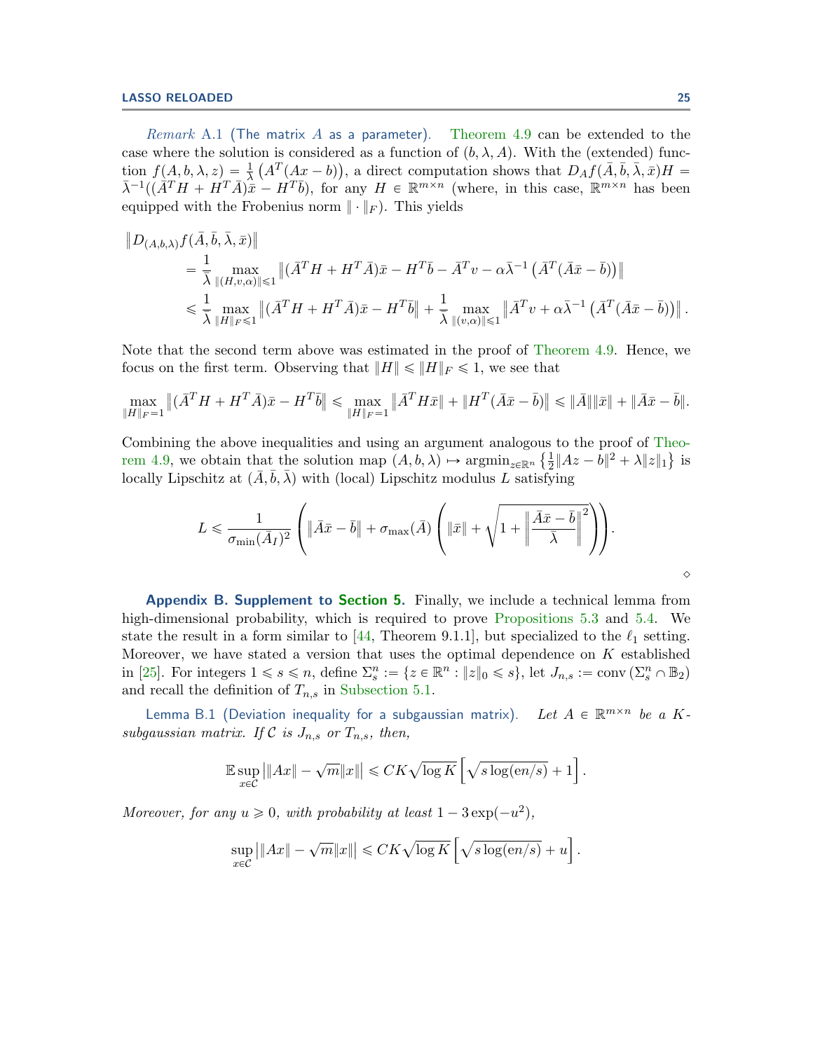*Remark* A.1 (The matrix $A$ as a parameter). Theorem 4.9 can be extended to the case where the solution is considered as a function of $(b, \lambda, A)$. With the (extended) function $f(A, b, \lambda, z) = \frac{1}{\lambda}\left(A^T(Ax - b)\right)$, a direct computation shows that $D_A f(\bar{A}, \bar{b}, \bar{\lambda}, \bar{x})H = \bar{\lambda}^{-1}((\bar{A}^T H + H^T \bar{A})\bar{x} - H^T \bar{b})$, for any $H \in \mathbb{R}^{m\times n}$ (where, in this case, $\mathbb{R}^{m\times n}$ has been equipped with the Frobenius norm $\|\cdot\|_F$). This yields

$$
\begin{aligned}
&\left\|D_{(A,b,\lambda)} f(\bar{A}, \bar{b}, \bar{\lambda}, \bar{x})\right\| \\
&\quad = \frac{1}{\bar{\lambda}} \max_{\|(H,v,\alpha)\|\leqslant 1} \left\|(\bar{A}^T H + H^T \bar{A})\bar{x} - H^T \bar{b} - \bar{A}^T v - \alpha \bar{\lambda}^{-1}\left(\bar{A}^T(\bar{A}\bar{x} - \bar{b})\right)\right\| \\
&\quad \leqslant \frac{1}{\bar{\lambda}} \max_{\|H\|_F \leqslant 1} \left\|(\bar{A}^T H + H^T \bar{A})\bar{x} - H^T \bar{b}\right\| + \frac{1}{\bar{\lambda}} \max_{\|(v,\alpha)\|\leqslant 1} \left\|\bar{A}^T v + \alpha \bar{\lambda}^{-1}\left(\bar{A}^T(\bar{A}\bar{x} - \bar{b})\right)\right\|.
\end{aligned}
$$

Note that the second term above was estimated in the proof of Theorem 4.9. Hence, we focus on the first term. Observing that $\|H\| \leqslant \|H\|_F \leqslant 1$, we see that

$$
\max_{\|H\|_F = 1} \left\|(\bar{A}^T H + H^T \bar{A})\bar{x} - H^T \bar{b}\right\| \leqslant \max_{\|H\|_F = 1} \left\|\bar{A}^T H \bar{x}\right\| + \left\|H^T(\bar{A}\bar{x} - \bar{b})\right\| \leqslant \|\bar{A}\|\|\bar{x}\| + \|\bar{A}\bar{x} - \bar{b}\|.
$$

Combining the above inequalities and using an argument analogous to the proof of Theorem 4.9, we obtain that the solution map $(A, b, \lambda) \mapsto \operatorname{argmin}_{z\in\mathbb{R}^n} \left\{\frac{1}{2}\|Az - b\|^2 + \lambda\|z\|_1\right\}$ is locally Lipschitz at $(\bar{A}, \bar{b}, \bar{\lambda})$ with (local) Lipschitz modulus $L$ satisfying

$$
L \leqslant \frac{1}{\sigma_{\min}(\bar{A}_I)^2} \left( \left\|\bar{A}\bar{x} - \bar{b}\right\| + \sigma_{\max}(\bar{A}) \left( \|\bar{x}\| + \sqrt{1 + \left\|\frac{\bar{A}\bar{x} - \bar{b}}{\bar{\lambda}}\right\|^2} \right) \right).
$$

$\diamond$

**Appendix B. Supplement to Section 5.** Finally, we include a technical lemma from high-dimensional probability, which is required to prove Propositions 5.3 and 5.4. We state the result in a form similar to [44, Theorem 9.1.1], but specialized to the $\ell_1$ setting. Moreover, we have stated a version that uses the optimal dependence on $K$ established in [25]. For integers $1 \leqslant s \leqslant n$, define $\Sigma_s^n := \{z \in \mathbb{R}^n : \|z\|_0 \leqslant s\}$, let $J_{n,s} := \operatorname{conv}(\Sigma_s^n \cap \mathbb{B}_2)$ and recall the definition of $T_{n,s}$ in Subsection 5.1.

Lemma B.1 (Deviation inequality for a subgaussian matrix). *Let $A \in \mathbb{R}^{m\times n}$ be a $K$-subgaussian matrix. If $\mathcal{C}$ is $J_{n,s}$ or $T_{n,s}$, then,*

$$
\mathbb{E} \sup_{x\in\mathcal{C}} \left|\|Ax\| - \sqrt{m}\|x\|\right| \leqslant CK\sqrt{\log K}\left[\sqrt{s\log(\mathrm{e}n/s)} + 1\right].
$$

*Moreover, for any $u \geqslant 0$, with probability at least $1 - 3\exp(-u^2)$,*

$$
\sup_{x\in\mathcal{C}} \left|\|Ax\| - \sqrt{m}\|x\|\right| \leqslant CK\sqrt{\log K}\left[\sqrt{s\log(\mathrm{e}n/s)} + u\right].
$$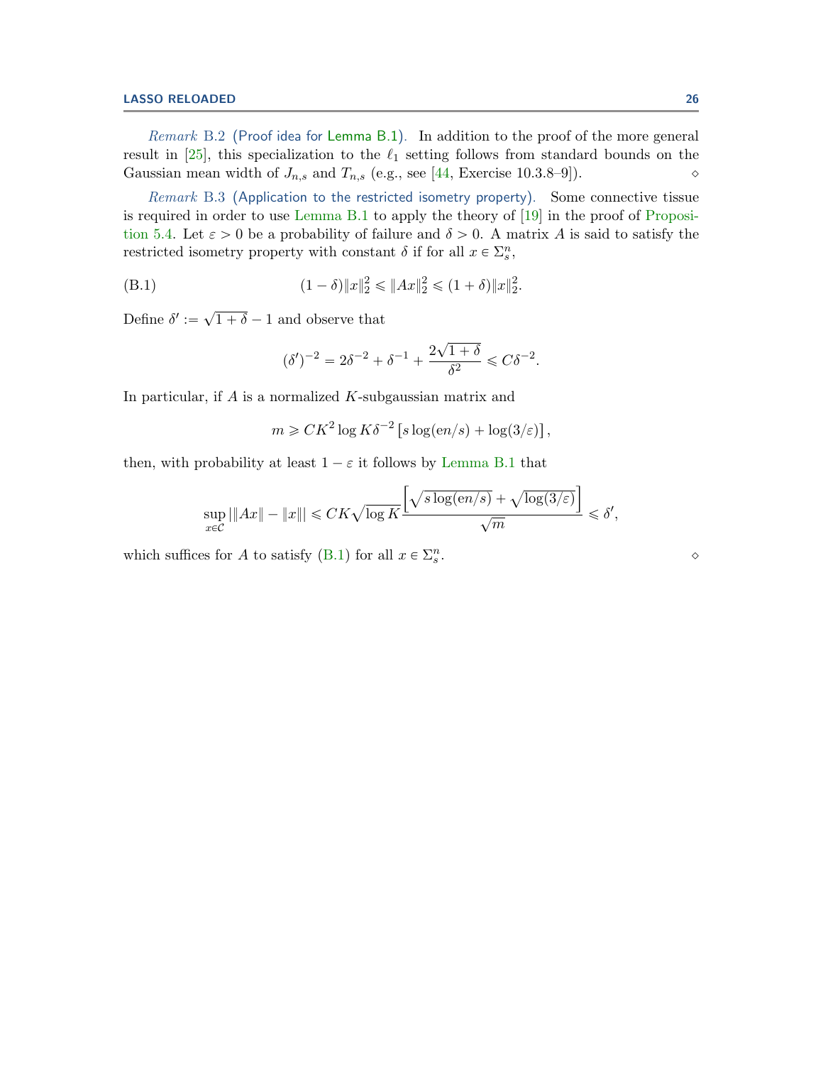*Remark* B.2 (Proof idea for Lemma B.1). In addition to the proof of the more general result in [25], this specialization to the $\ell_1$ setting follows from standard bounds on the Gaussian mean width of $J_{n,s}$ and $T_{n,s}$ (e.g., see [44, Exercise 10.3.8–9]). ⋄

*Remark* B.3 (Application to the restricted isometry property). Some connective tissue is required in order to use Lemma B.1 to apply the theory of [19] in the proof of Proposition 5.4. Let $\varepsilon > 0$ be a probability of failure and $\delta > 0$. A matrix $A$ is said to satisfy the restricted isometry property with constant $\delta$ if for all $x \in \Sigma_s^n$,

$$(1-\delta)\|x\|_2^2 \leqslant \|Ax\|_2^2 \leqslant (1+\delta)\|x\|_2^2. \tag{B.1}$$

Define $\delta' := \sqrt{1+\delta} - 1$ and observe that

$$(\delta')^{-2} = 2\delta^{-2} + \delta^{-1} + \frac{2\sqrt{1+\delta}}{\delta^2} \leqslant C\delta^{-2}.$$

In particular, if $A$ is a normalized $K$-subgaussian matrix and

$$m \geqslant CK^2 \log K \delta^{-2} \left[s \log(en/s) + \log(3/\varepsilon)\right],$$

then, with probability at least $1-\varepsilon$ it follows by Lemma B.1 that

$$\sup_{x \in \mathcal{C}} \left|\|Ax\| - \|x\|\right| \leqslant CK\sqrt{\log K}\, \frac{\left[\sqrt{s\log(en/s)} + \sqrt{\log(3/\varepsilon)}\right]}{\sqrt{m}} \leqslant \delta',$$

which suffices for $A$ to satisfy (B.1) for all $x \in \Sigma_s^n$. ⋄